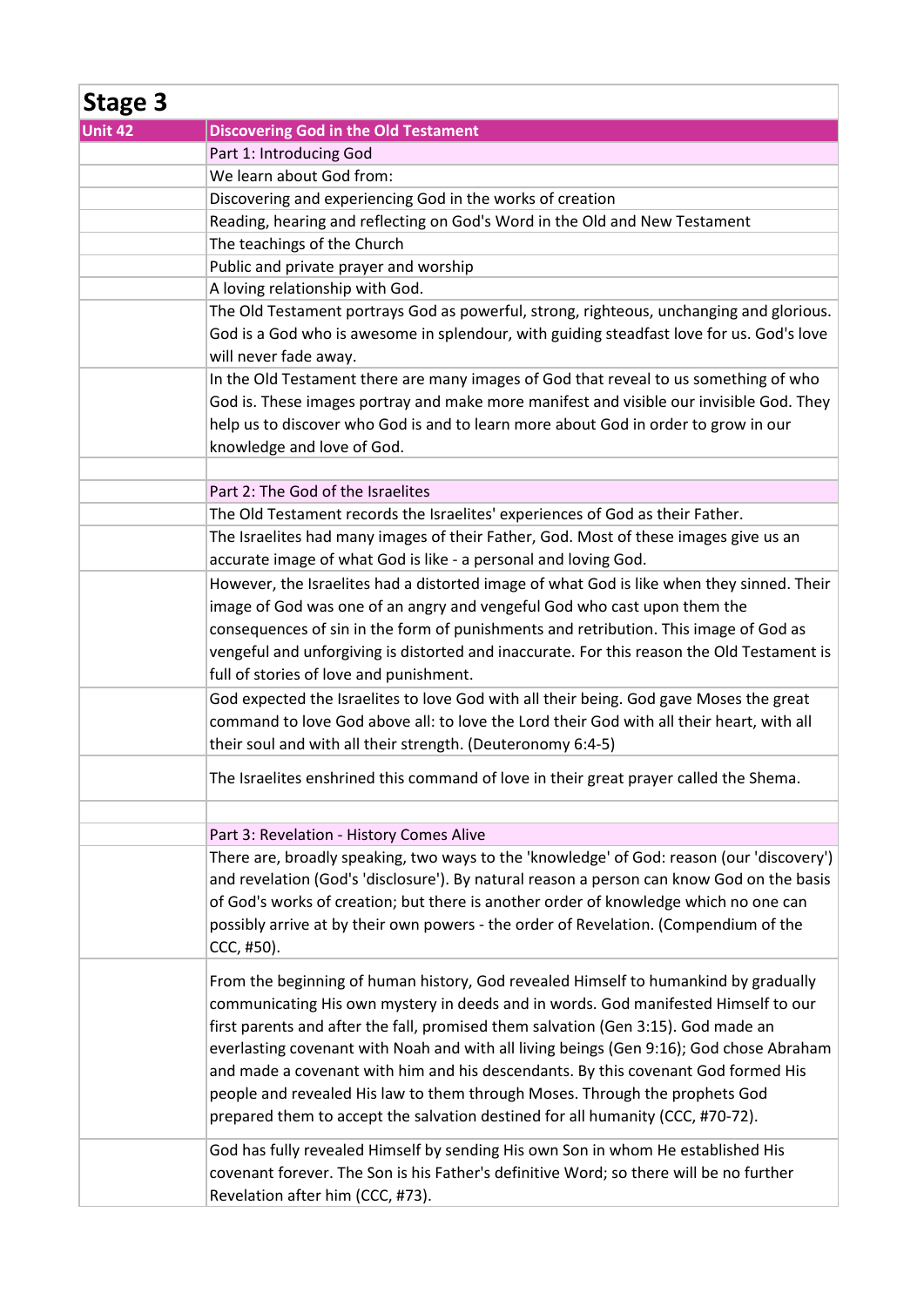# Stage 3

| Unit 42 | Discovering God in the Old Testament |
|---|---|
| | Part 1: Introducing God |
| | We learn about God from: |
| | Discovering and experiencing God in the works of creation |
| | Reading, hearing and reflecting on God's Word in the Old and New Testament |
| | The teachings of the Church |
| | Public and private prayer and worship |
| | A loving relationship with God. |
| | The Old Testament portrays God as powerful, strong, righteous, unchanging and glorious. God is a God who is awesome in splendour, with guiding steadfast love for us. God's love will never fade away. |
| | In the Old Testament there are many images of God that reveal to us something of who God is. These images portray and make more manifest and visible our invisible God. They help us to discover who God is and to learn more about God in order to grow in our knowledge and love of God. |
| | |
| | Part 2: The God of the Israelites |
| | The Old Testament records the Israelites' experiences of God as their Father. |
| | The Israelites had many images of their Father, God. Most of these images give us an accurate image of what God is like - a personal and loving God. |
| | However, the Israelites had a distorted image of what God is like when they sinned. Their image of God was one of an angry and vengeful God who cast upon them the consequences of sin in the form of punishments and retribution. This image of God as vengeful and unforgiving is distorted and inaccurate. For this reason the Old Testament is full of stories of love and punishment. |
| | God expected the Israelites to love God with all their being. God gave Moses the great command to love God above all: to love the Lord their God with all their heart, with all their soul and with all their strength. (Deuteronomy 6:4-5) |
| | The Israelites enshrined this command of love in their great prayer called the Shema. |
| | |
| | Part 3: Revelation - History Comes Alive |
| | There are, broadly speaking, two ways to the 'knowledge' of God: reason (our 'discovery') and revelation (God's 'disclosure'). By natural reason a person can know God on the basis of God's works of creation; but there is another order of knowledge which no one can possibly arrive at by their own powers - the order of Revelation. (Compendium of the CCC, #50). |
| | From the beginning of human history, God revealed Himself to humankind by gradually communicating His own mystery in deeds and in words. God manifested Himself to our first parents and after the fall, promised them salvation (Gen 3:15). God made an everlasting covenant with Noah and with all living beings (Gen 9:16); God chose Abraham and made a covenant with him and his descendants. By this covenant God formed His people and revealed His law to them through Moses. Through the prophets God prepared them to accept the salvation destined for all humanity (CCC, #70-72). |
| | God has fully revealed Himself by sending His own Son in whom He established His covenant forever. The Son is his Father's definitive Word; so there will be no further Revelation after him (CCC, #73). |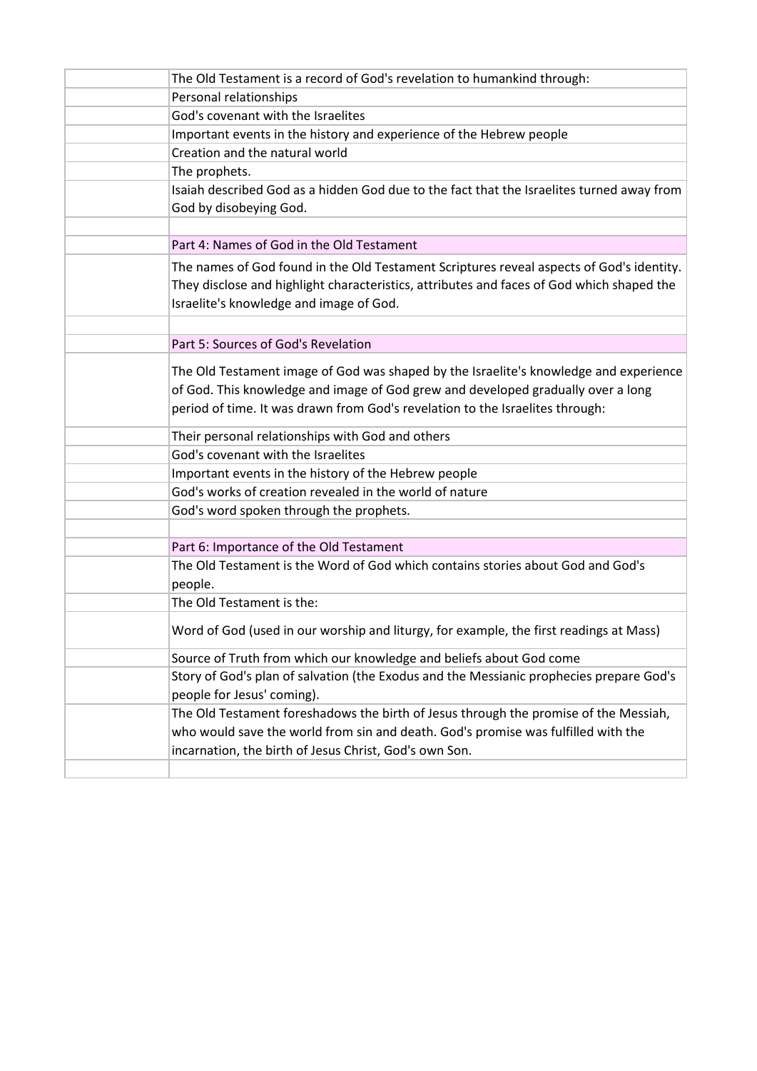The Old Testament is a record of God's revelation to humankind through:

- Personal relationships
- God's covenant with the Israelites
- Important events in the history and experience of the Hebrew people
- Creation and the natural world
- The prophets.

Isaiah described God as a hidden God due to the fact that the Israelites turned away from God by disobeying God.

## Part 4: Names of God in the Old Testament

The names of God found in the Old Testament Scriptures reveal aspects of God's identity. They disclose and highlight characteristics, attributes and faces of God which shaped the Israelite's knowledge and image of God.

## Part 5: Sources of God's Revelation

The Old Testament image of God was shaped by the Israelite's knowledge and experience of God. This knowledge and image of God grew and developed gradually over a long period of time. It was drawn from God's revelation to the Israelites through:

- Their personal relationships with God and others
- God's covenant with the Israelites
- Important events in the history of the Hebrew people
- God's works of creation revealed in the world of nature
- God's word spoken through the prophets.

## Part 6: Importance of the Old Testament

The Old Testament is the Word of God which contains stories about God and God's people.

The Old Testament is the:

- Word of God (used in our worship and liturgy, for example, the first readings at Mass)
- Source of Truth from which our knowledge and beliefs about God come
- Story of God's plan of salvation (the Exodus and the Messianic prophecies prepare God's people for Jesus' coming).

The Old Testament foreshadows the birth of Jesus through the promise of the Messiah, who would save the world from sin and death. God's promise was fulfilled with the incarnation, the birth of Jesus Christ, God's own Son.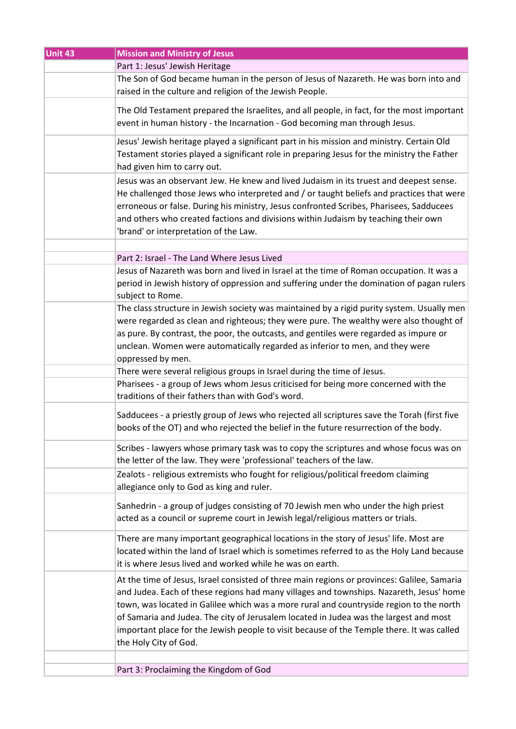| Unit 43 | Mission and Ministry of Jesus |
| --- | --- |
| | Part 1: Jesus' Jewish Heritage |
| | The Son of God became human in the person of Jesus of Nazareth. He was born into and raised in the culture and religion of the Jewish People. |
| | The Old Testament prepared the Israelites, and all people, in fact, for the most important event in human history - the Incarnation - God becoming man through Jesus. |
| | Jesus' Jewish heritage played a significant part in his mission and ministry. Certain Old Testament stories played a significant role in preparing Jesus for the ministry the Father had given him to carry out. |
| | Jesus was an observant Jew. He knew and lived Judaism in its truest and deepest sense. He challenged those Jews who interpreted and / or taught beliefs and practices that were erroneous or false. During his ministry, Jesus confronted Scribes, Pharisees, Sadducees and others who created factions and divisions within Judaism by teaching their own 'brand' or interpretation of the Law. |
| | |
| | Part 2: Israel - The Land Where Jesus Lived |
| | Jesus of Nazareth was born and lived in Israel at the time of Roman occupation. It was a period in Jewish history of oppression and suffering under the domination of pagan rulers subject to Rome. |
| | The class structure in Jewish society was maintained by a rigid purity system. Usually men were regarded as clean and righteous; they were pure. The wealthy were also thought of as pure. By contrast, the poor, the outcasts, and gentiles were regarded as impure or unclean. Women were automatically regarded as inferior to men, and they were oppressed by men. |
| | There were several religious groups in Israel during the time of Jesus. |
| | Pharisees - a group of Jews whom Jesus criticised for being more concerned with the traditions of their fathers than with God's word. |
| | Sadducees - a priestly group of Jews who rejected all scriptures save the Torah (first five books of the OT) and who rejected the belief in the future resurrection of the body. |
| | Scribes - lawyers whose primary task was to copy the scriptures and whose focus was on the letter of the law. They were 'professional' teachers of the law. |
| | Zealots - religious extremists who fought for religious/political freedom claiming allegiance only to God as king and ruler. |
| | Sanhedrin - a group of judges consisting of 70 Jewish men who under the high priest acted as a council or supreme court in Jewish legal/religious matters or trials. |
| | There are many important geographical locations in the story of Jesus' life. Most are located within the land of Israel which is sometimes referred to as the Holy Land because it is where Jesus lived and worked while he was on earth. |
| | At the time of Jesus, Israel consisted of three main regions or provinces: Galilee, Samaria and Judea. Each of these regions had many villages and townships. Nazareth, Jesus' home town, was located in Galilee which was a more rural and countryside region to the north of Samaria and Judea. The city of Jerusalem located in Judea was the largest and most important place for the Jewish people to visit because of the Temple there. It was called the Holy City of God. |
| | |
| | Part 3: Proclaiming the Kingdom of God |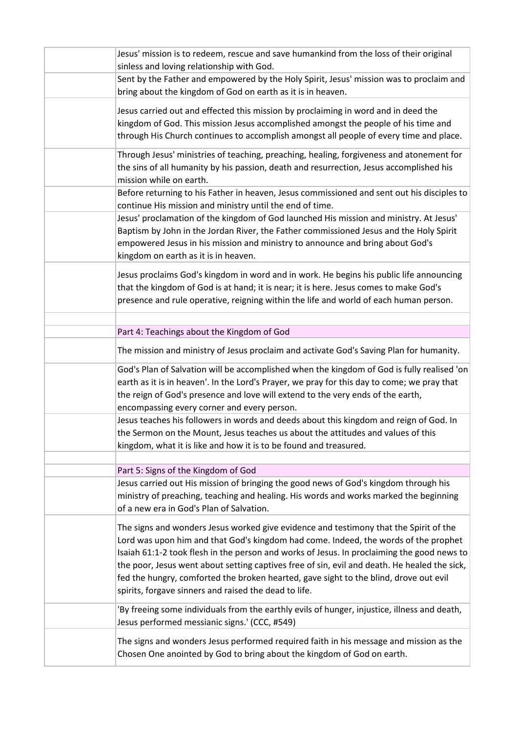| | |
|---|---|
| | Jesus' mission is to redeem, rescue and save humankind from the loss of their original sinless and loving relationship with God. |
| | Sent by the Father and empowered by the Holy Spirit, Jesus' mission was to proclaim and bring about the kingdom of God on earth as it is in heaven. |
| | Jesus carried out and effected this mission by proclaiming in word and in deed the kingdom of God. This mission Jesus accomplished amongst the people of his time and through His Church continues to accomplish amongst all people of every time and place. |
| | Through Jesus' ministries of teaching, preaching, healing, forgiveness and atonement for the sins of all humanity by his passion, death and resurrection, Jesus accomplished his mission while on earth. |
| | Before returning to his Father in heaven, Jesus commissioned and sent out his disciples to continue His mission and ministry until the end of time. |
| | Jesus' proclamation of the kingdom of God launched His mission and ministry. At Jesus' Baptism by John in the Jordan River, the Father commissioned Jesus and the Holy Spirit empowered Jesus in his mission and ministry to announce and bring about God's kingdom on earth as it is in heaven. |
| | Jesus proclaims God's kingdom in word and in work. He begins his public life announcing that the kingdom of God is at hand; it is near; it is here. Jesus comes to make God's presence and rule operative, reigning within the life and world of each human person. |
| | |
| | Part 4: Teachings about the Kingdom of God |
| | The mission and ministry of Jesus proclaim and activate God's Saving Plan for humanity. |
| | God's Plan of Salvation will be accomplished when the kingdom of God is fully realised 'on earth as it is in heaven'. In the Lord's Prayer, we pray for this day to come; we pray that the reign of God's presence and love will extend to the very ends of the earth, encompassing every corner and every person. |
| | Jesus teaches his followers in words and deeds about this kingdom and reign of God. In the Sermon on the Mount, Jesus teaches us about the attitudes and values of this kingdom, what it is like and how it is to be found and treasured. |
| | |
| | Part 5: Signs of the Kingdom of God |
| | Jesus carried out His mission of bringing the good news of God's kingdom through his ministry of preaching, teaching and healing. His words and works marked the beginning of a new era in God's Plan of Salvation. |
| | The signs and wonders Jesus worked give evidence and testimony that the Spirit of the Lord was upon him and that God's kingdom had come. Indeed, the words of the prophet Isaiah 61:1-2 took flesh in the person and works of Jesus. In proclaiming the good news to the poor, Jesus went about setting captives free of sin, evil and death. He healed the sick, fed the hungry, comforted the broken hearted, gave sight to the blind, drove out evil spirits, forgave sinners and raised the dead to life. |
| | 'By freeing some individuals from the earthly evils of hunger, injustice, illness and death, Jesus performed messianic signs.' (CCC, #549) |
| | The signs and wonders Jesus performed required faith in his message and mission as the Chosen One anointed by God to bring about the kingdom of God on earth. |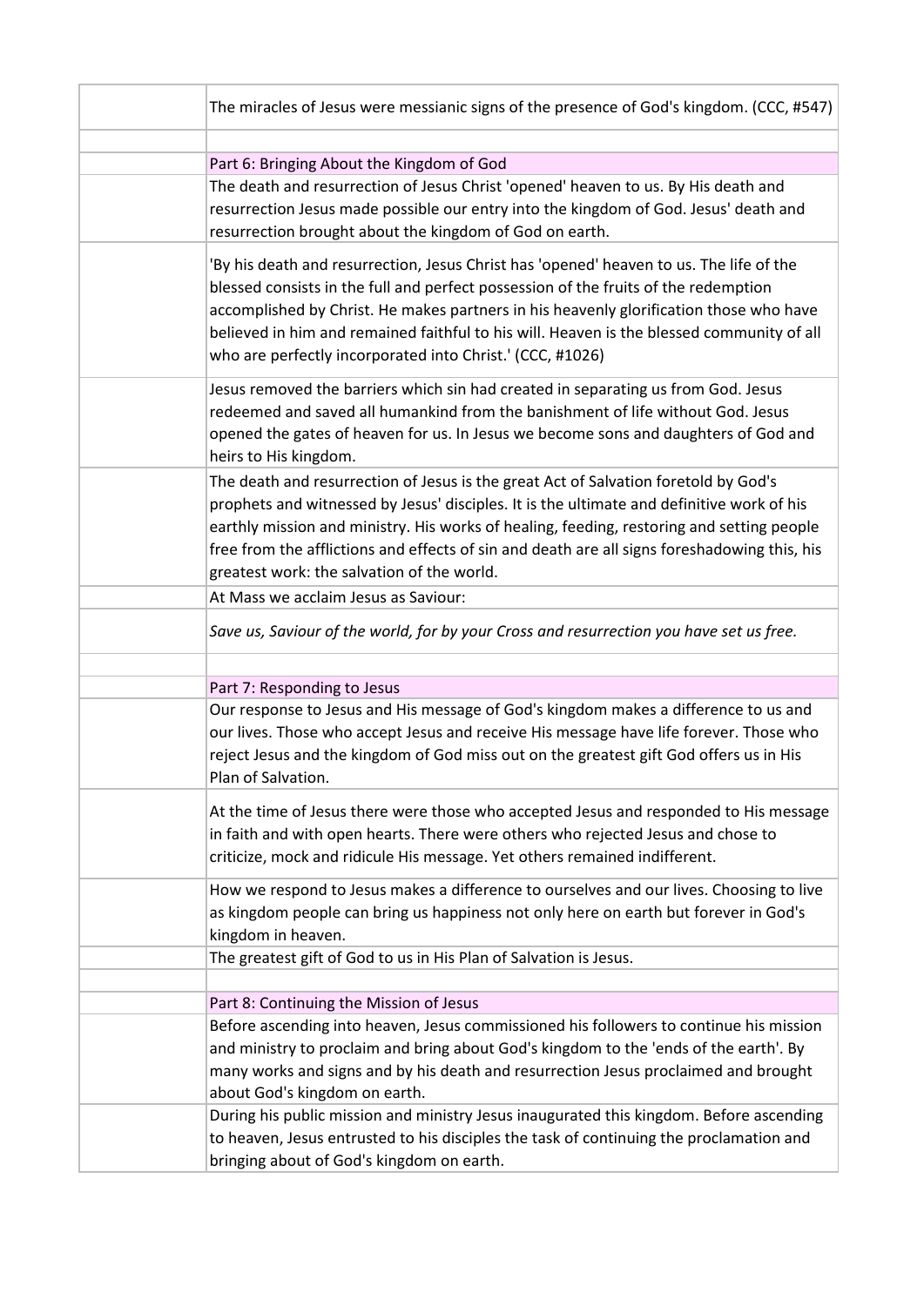The miracles of Jesus were messianic signs of the presence of God's kingdom. (CCC, #547)

## Part 6: Bringing About the Kingdom of God

The death and resurrection of Jesus Christ 'opened' heaven to us. By His death and resurrection Jesus made possible our entry into the kingdom of God. Jesus' death and resurrection brought about the kingdom of God on earth.

'By his death and resurrection, Jesus Christ has 'opened' heaven to us. The life of the blessed consists in the full and perfect possession of the fruits of the redemption accomplished by Christ. He makes partners in his heavenly glorification those who have believed in him and remained faithful to his will. Heaven is the blessed community of all who are perfectly incorporated into Christ.' (CCC, #1026)

Jesus removed the barriers which sin had created in separating us from God. Jesus redeemed and saved all humankind from the banishment of life without God. Jesus opened the gates of heaven for us. In Jesus we become sons and daughters of God and heirs to His kingdom.

The death and resurrection of Jesus is the great Act of Salvation foretold by God's prophets and witnessed by Jesus' disciples. It is the ultimate and definitive work of his earthly mission and ministry. His works of healing, feeding, restoring and setting people free from the afflictions and effects of sin and death are all signs foreshadowing this, his greatest work: the salvation of the world.

At Mass we acclaim Jesus as Saviour:

*Save us, Saviour of the world, for by your Cross and resurrection you have set us free.*

## Part 7: Responding to Jesus

Our response to Jesus and His message of God's kingdom makes a difference to us and our lives. Those who accept Jesus and receive His message have life forever. Those who reject Jesus and the kingdom of God miss out on the greatest gift God offers us in His Plan of Salvation.

At the time of Jesus there were those who accepted Jesus and responded to His message in faith and with open hearts. There were others who rejected Jesus and chose to criticize, mock and ridicule His message. Yet others remained indifferent.

How we respond to Jesus makes a difference to ourselves and our lives. Choosing to live as kingdom people can bring us happiness not only here on earth but forever in God's kingdom in heaven.

The greatest gift of God to us in His Plan of Salvation is Jesus.

## Part 8: Continuing the Mission of Jesus

Before ascending into heaven, Jesus commissioned his followers to continue his mission and ministry to proclaim and bring about God's kingdom to the 'ends of the earth'. By many works and signs and by his death and resurrection Jesus proclaimed and brought about God's kingdom on earth.

During his public mission and ministry Jesus inaugurated this kingdom. Before ascending to heaven, Jesus entrusted to his disciples the task of continuing the proclamation and bringing about of God's kingdom on earth.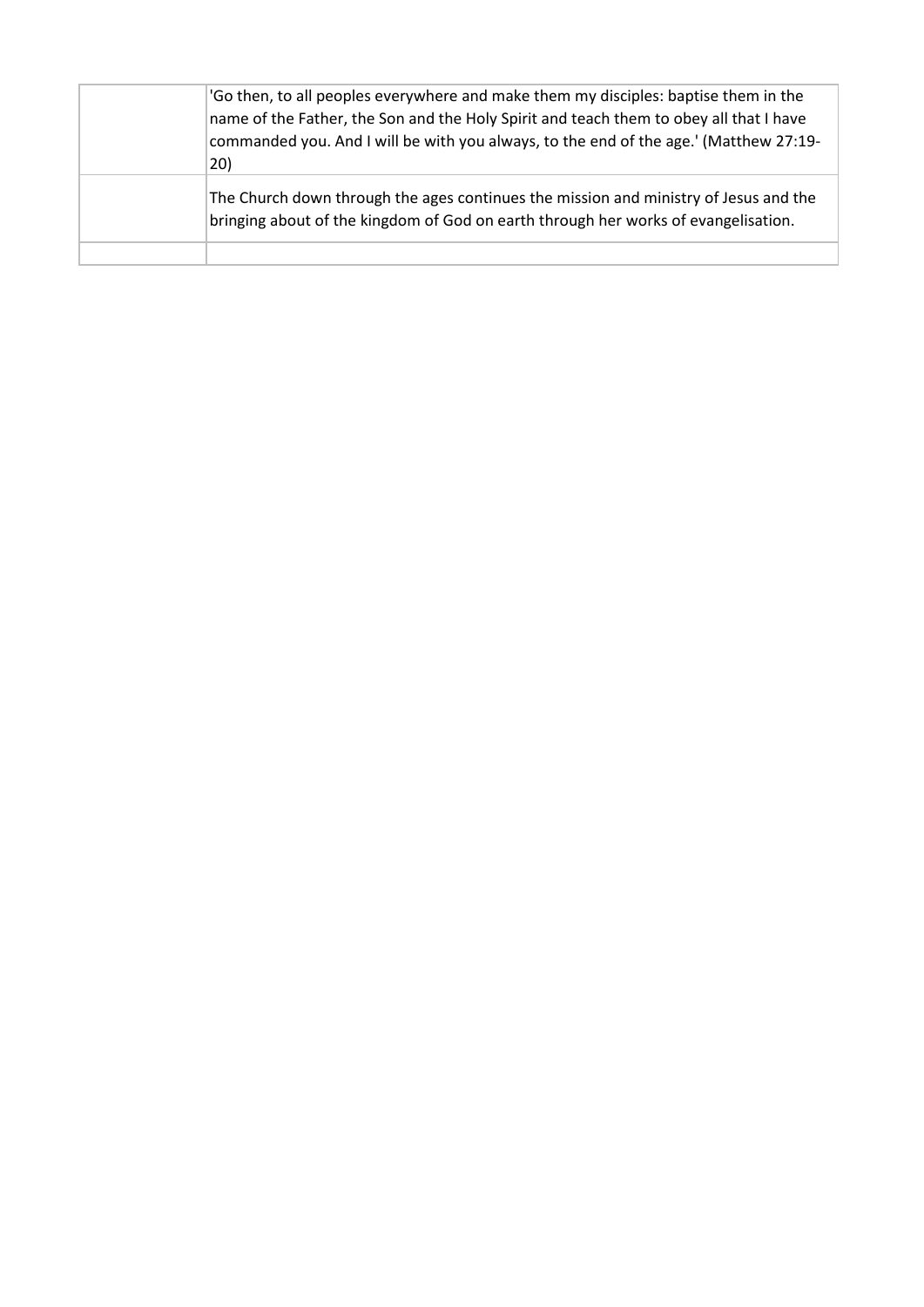| | |
|---|---|
| | 'Go then, to all peoples everywhere and make them my disciples: baptise them in the name of the Father, the Son and the Holy Spirit and teach them to obey all that I have commanded you. And I will be with you always, to the end of the age.' (Matthew 27:19-20) |
| | The Church down through the ages continues the mission and ministry of Jesus and the bringing about of the kingdom of God on earth through her works of evangelisation. |
| | |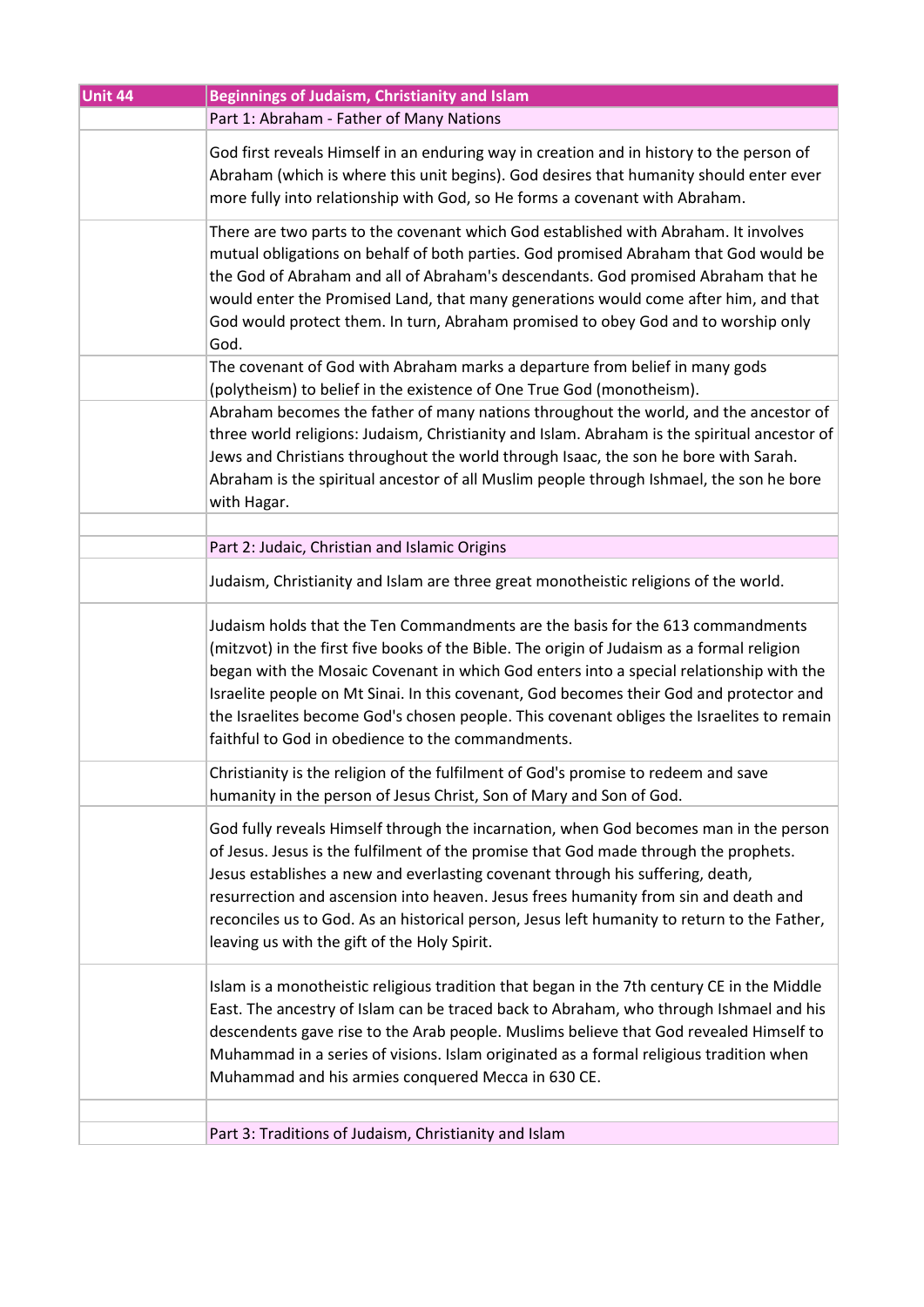| Unit 44 | Beginnings of Judaism, Christianity and Islam |
| --- | --- |
| | Part 1: Abraham - Father of Many Nations |
| | God first reveals Himself in an enduring way in creation and in history to the person of Abraham (which is where this unit begins). God desires that humanity should enter ever more fully into relationship with God, so He forms a covenant with Abraham. |
| | There are two parts to the covenant which God established with Abraham. It involves mutual obligations on behalf of both parties. God promised Abraham that God would be the God of Abraham and all of Abraham's descendants. God promised Abraham that he would enter the Promised Land, that many generations would come after him, and that God would protect them. In turn, Abraham promised to obey God and to worship only God. |
| | The covenant of God with Abraham marks a departure from belief in many gods (polytheism) to belief in the existence of One True God (monotheism). |
| | Abraham becomes the father of many nations throughout the world, and the ancestor of three world religions: Judaism, Christianity and Islam. Abraham is the spiritual ancestor of Jews and Christians throughout the world through Isaac, the son he bore with Sarah. Abraham is the spiritual ancestor of all Muslim people through Ishmael, the son he bore with Hagar. |
| | |
| | Part 2: Judaic, Christian and Islamic Origins |
| | Judaism, Christianity and Islam are three great monotheistic religions of the world. |
| | Judaism holds that the Ten Commandments are the basis for the 613 commandments (mitzvot) in the first five books of the Bible. The origin of Judaism as a formal religion began with the Mosaic Covenant in which God enters into a special relationship with the Israelite people on Mt Sinai. In this covenant, God becomes their God and protector and the Israelites become God's chosen people. This covenant obliges the Israelites to remain faithful to God in obedience to the commandments. |
| | Christianity is the religion of the fulfilment of God's promise to redeem and save humanity in the person of Jesus Christ, Son of Mary and Son of God. |
| | God fully reveals Himself through the incarnation, when God becomes man in the person of Jesus. Jesus is the fulfilment of the promise that God made through the prophets. Jesus establishes a new and everlasting covenant through his suffering, death, resurrection and ascension into heaven. Jesus frees humanity from sin and death and reconciles us to God. As an historical person, Jesus left humanity to return to the Father, leaving us with the gift of the Holy Spirit. |
| | Islam is a monotheistic religious tradition that began in the 7th century CE in the Middle East. The ancestry of Islam can be traced back to Abraham, who through Ishmael and his descendents gave rise to the Arab people. Muslims believe that God revealed Himself to Muhammad in a series of visions. Islam originated as a formal religious tradition when Muhammad and his armies conquered Mecca in 630 CE. |
| | |
| | Part 3: Traditions of Judaism, Christianity and Islam |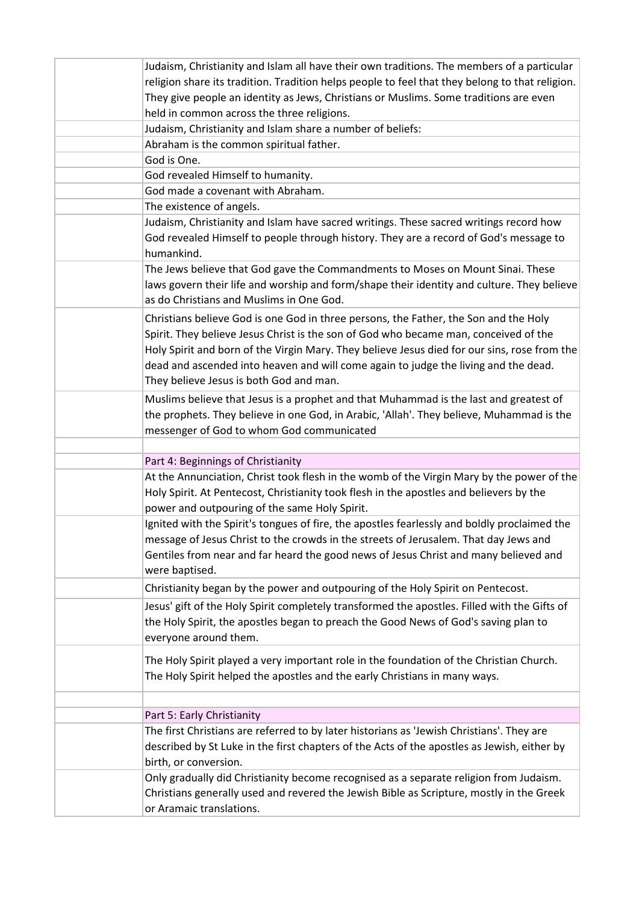Judaism, Christianity and Islam all have their own traditions. The members of a particular religion share its tradition. Tradition helps people to feel that they belong to that religion. They give people an identity as Jews, Christians or Muslims. Some traditions are even held in common across the three religions.

Judaism, Christianity and Islam share a number of beliefs:

- Abraham is the common spiritual father.
- God is One.
- God revealed Himself to humanity.
- God made a covenant with Abraham.
- The existence of angels.

Judaism, Christianity and Islam have sacred writings. These sacred writings record how God revealed Himself to people through history. They are a record of God's message to humankind.

The Jews believe that God gave the Commandments to Moses on Mount Sinai. These laws govern their life and worship and form/shape their identity and culture. They believe as do Christians and Muslims in One God.

Christians believe God is one God in three persons, the Father, the Son and the Holy Spirit. They believe Jesus Christ is the son of God who became man, conceived of the Holy Spirit and born of the Virgin Mary. They believe Jesus died for our sins, rose from the dead and ascended into heaven and will come again to judge the living and the dead. They believe Jesus is both God and man.

Muslims believe that Jesus is a prophet and that Muhammad is the last and greatest of the prophets. They believe in one God, in Arabic, 'Allah'. They believe, Muhammad is the messenger of God to whom God communicated

## Part 4: Beginnings of Christianity

At the Annunciation, Christ took flesh in the womb of the Virgin Mary by the power of the Holy Spirit. At Pentecost, Christianity took flesh in the apostles and believers by the power and outpouring of the same Holy Spirit.

Ignited with the Spirit's tongues of fire, the apostles fearlessly and boldly proclaimed the message of Jesus Christ to the crowds in the streets of Jerusalem. That day Jews and Gentiles from near and far heard the good news of Jesus Christ and many believed and were baptised.

Christianity began by the power and outpouring of the Holy Spirit on Pentecost.

Jesus' gift of the Holy Spirit completely transformed the apostles. Filled with the Gifts of the Holy Spirit, the apostles began to preach the Good News of God's saving plan to everyone around them.

The Holy Spirit played a very important role in the foundation of the Christian Church. The Holy Spirit helped the apostles and the early Christians in many ways.

## Part 5: Early Christianity

The first Christians are referred to by later historians as 'Jewish Christians'. They are described by St Luke in the first chapters of the Acts of the apostles as Jewish, either by birth, or conversion.

Only gradually did Christianity become recognised as a separate religion from Judaism. Christians generally used and revered the Jewish Bible as Scripture, mostly in the Greek or Aramaic translations.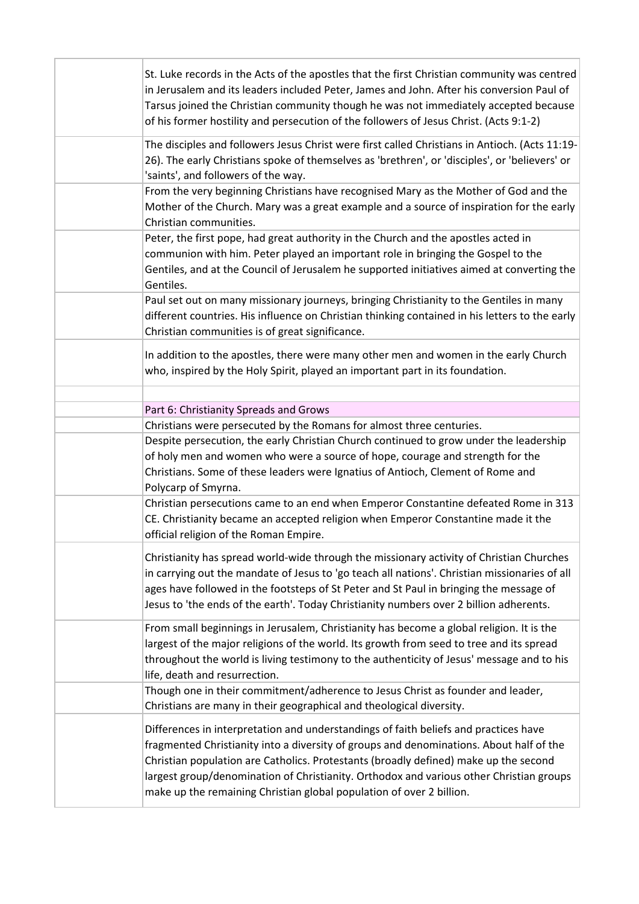| | |
|---|---|
| | St. Luke records in the Acts of the apostles that the first Christian community was centred in Jerusalem and its leaders included Peter, James and John. After his conversion Paul of Tarsus joined the Christian community though he was not immediately accepted because of his former hostility and persecution of the followers of Jesus Christ. (Acts 9:1-2) |
| | The disciples and followers Jesus Christ were first called Christians in Antioch. (Acts 11:19-26). The early Christians spoke of themselves as 'brethren', or 'disciples', or 'believers' or 'saints', and followers of the way. |
| | From the very beginning Christians have recognised Mary as the Mother of God and the Mother of the Church. Mary was a great example and a source of inspiration for the early Christian communities. |
| | Peter, the first pope, had great authority in the Church and the apostles acted in communion with him. Peter played an important role in bringing the Gospel to the Gentiles, and at the Council of Jerusalem he supported initiatives aimed at converting the Gentiles. |
| | Paul set out on many missionary journeys, bringing Christianity to the Gentiles in many different countries. His influence on Christian thinking contained in his letters to the early Christian communities is of great significance. |
| | In addition to the apostles, there were many other men and women in the early Church who, inspired by the Holy Spirit, played an important part in its foundation. |
| | |
| | Part 6: Christianity Spreads and Grows |
| | Christians were persecuted by the Romans for almost three centuries. |
| | Despite persecution, the early Christian Church continued to grow under the leadership of holy men and women who were a source of hope, courage and strength for the Christians. Some of these leaders were Ignatius of Antioch, Clement of Rome and Polycarp of Smyrna. |
| | Christian persecutions came to an end when Emperor Constantine defeated Rome in 313 CE. Christianity became an accepted religion when Emperor Constantine made it the official religion of the Roman Empire. |
| | Christianity has spread world-wide through the missionary activity of Christian Churches in carrying out the mandate of Jesus to 'go teach all nations'. Christian missionaries of all ages have followed in the footsteps of St Peter and St Paul in bringing the message of Jesus to 'the ends of the earth'. Today Christianity numbers over 2 billion adherents. |
| | From small beginnings in Jerusalem, Christianity has become a global religion. It is the largest of the major religions of the world. Its growth from seed to tree and its spread throughout the world is living testimony to the authenticity of Jesus' message and to his life, death and resurrection. |
| | Though one in their commitment/adherence to Jesus Christ as founder and leader, Christians are many in their geographical and theological diversity. |
| | Differences in interpretation and understandings of faith beliefs and practices have fragmented Christianity into a diversity of groups and denominations. About half of the Christian population are Catholics. Protestants (broadly defined) make up the second largest group/denomination of Christianity. Orthodox and various other Christian groups make up the remaining Christian global population of over 2 billion. |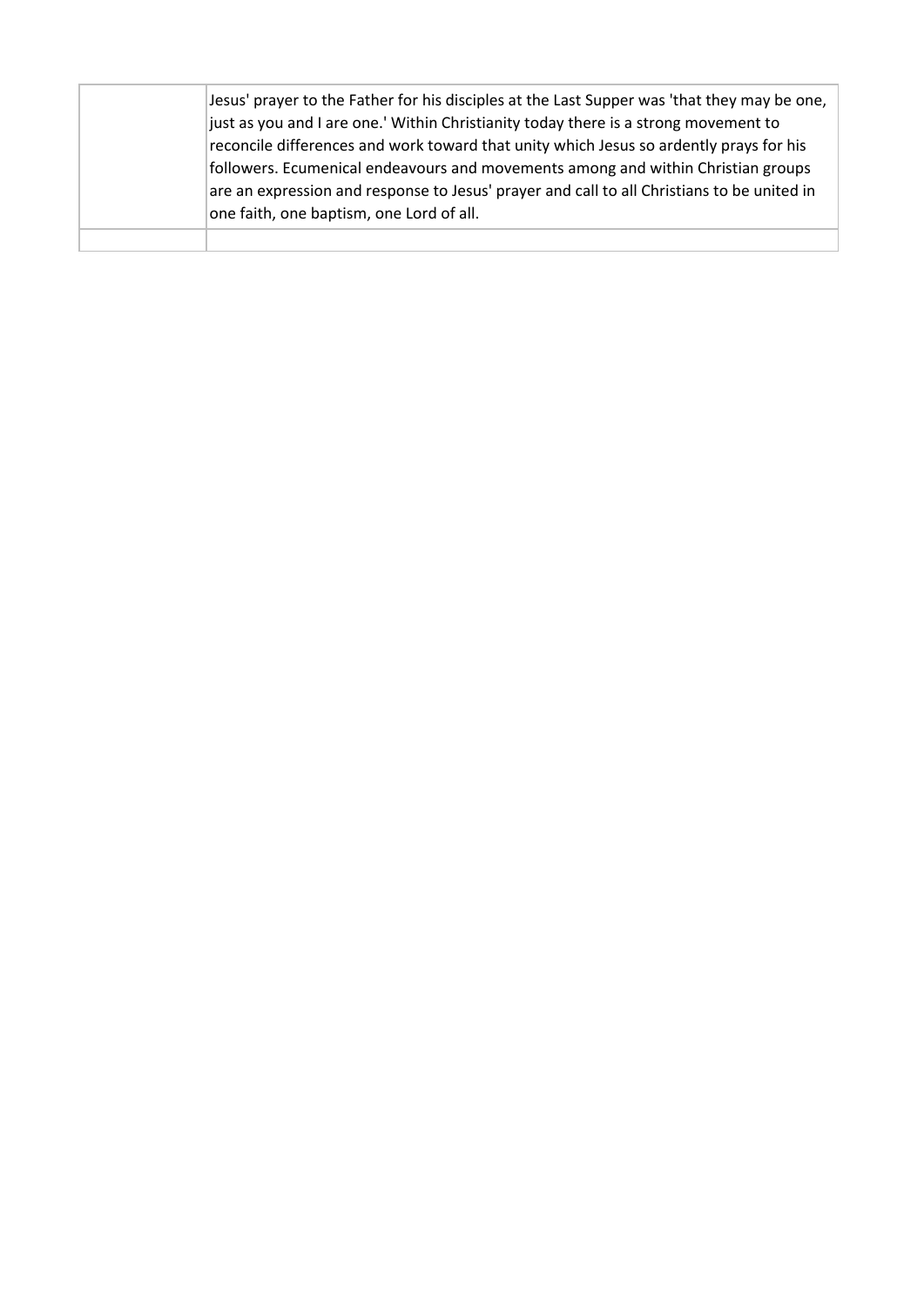| | |
|---|---|
| | Jesus' prayer to the Father for his disciples at the Last Supper was 'that they may be one, just as you and I are one.' Within Christianity today there is a strong movement to reconcile differences and work toward that unity which Jesus so ardently prays for his followers. Ecumenical endeavours and movements among and within Christian groups are an expression and response to Jesus' prayer and call to all Christians to be united in one faith, one baptism, one Lord of all. |
| | |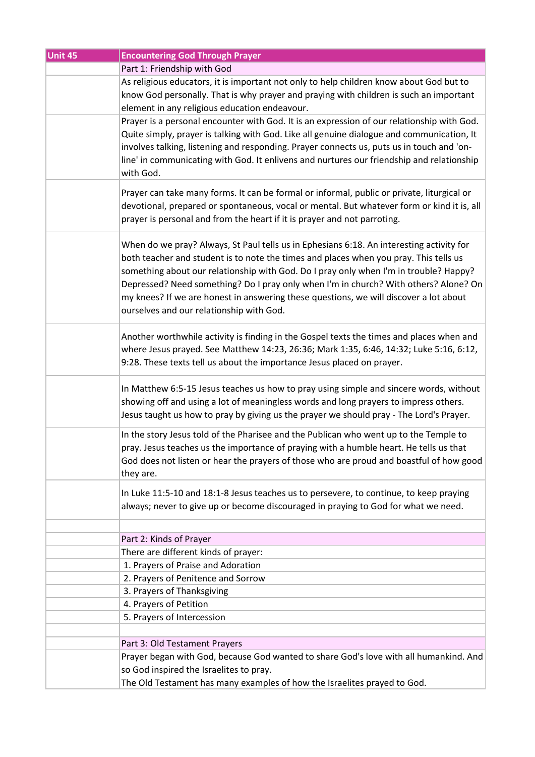| Unit 45 | Encountering God Through Prayer |
|---|---|
| | Part 1: Friendship with God |
| | As religious educators, it is important not only to help children know about God but to know God personally. That is why prayer and praying with children is such an important element in any religious education endeavour. |
| | Prayer is a personal encounter with God. It is an expression of our relationship with God. Quite simply, prayer is talking with God. Like all genuine dialogue and communication, It involves talking, listening and responding. Prayer connects us, puts us in touch and 'on-line' in communicating with God. It enlivens and nurtures our friendship and relationship with God. |
| | Prayer can take many forms. It can be formal or informal, public or private, liturgical or devotional, prepared or spontaneous, vocal or mental. But whatever form or kind it is, all prayer is personal and from the heart if it is prayer and not parroting. |
| | When do we pray? Always, St Paul tells us in Ephesians 6:18. An interesting activity for both teacher and student is to note the times and places when you pray. This tells us something about our relationship with God. Do I pray only when I'm in trouble? Happy? Depressed? Need something? Do I pray only when I'm in church? With others? Alone? On my knees? If we are honest in answering these questions, we will discover a lot about ourselves and our relationship with God. |
| | Another worthwhile activity is finding in the Gospel texts the times and places when and where Jesus prayed. See Matthew 14:23, 26:36; Mark 1:35, 6:46, 14:32; Luke 5:16, 6:12, 9:28. These texts tell us about the importance Jesus placed on prayer. |
| | In Matthew 6:5-15 Jesus teaches us how to pray using simple and sincere words, without showing off and using a lot of meaningless words and long prayers to impress others. Jesus taught us how to pray by giving us the prayer we should pray - The Lord's Prayer. |
| | In the story Jesus told of the Pharisee and the Publican who went up to the Temple to pray. Jesus teaches us the importance of praying with a humble heart. He tells us that God does not listen or hear the prayers of those who are proud and boastful of how good they are. |
| | In Luke 11:5-10 and 18:1-8 Jesus teaches us to persevere, to continue, to keep praying always; never to give up or become discouraged in praying to God for what we need. |
| | |
| | Part 2: Kinds of Prayer |
| | There are different kinds of prayer: |
| | 1. Prayers of Praise and Adoration |
| | 2. Prayers of Penitence and Sorrow |
| | 3. Prayers of Thanksgiving |
| | 4. Prayers of Petition |
| | 5. Prayers of Intercession |
| | |
| | Part 3: Old Testament Prayers |
| | Prayer began with God, because God wanted to share God's love with all humankind. And so God inspired the Israelites to pray. |
| | The Old Testament has many examples of how the Israelites prayed to God. |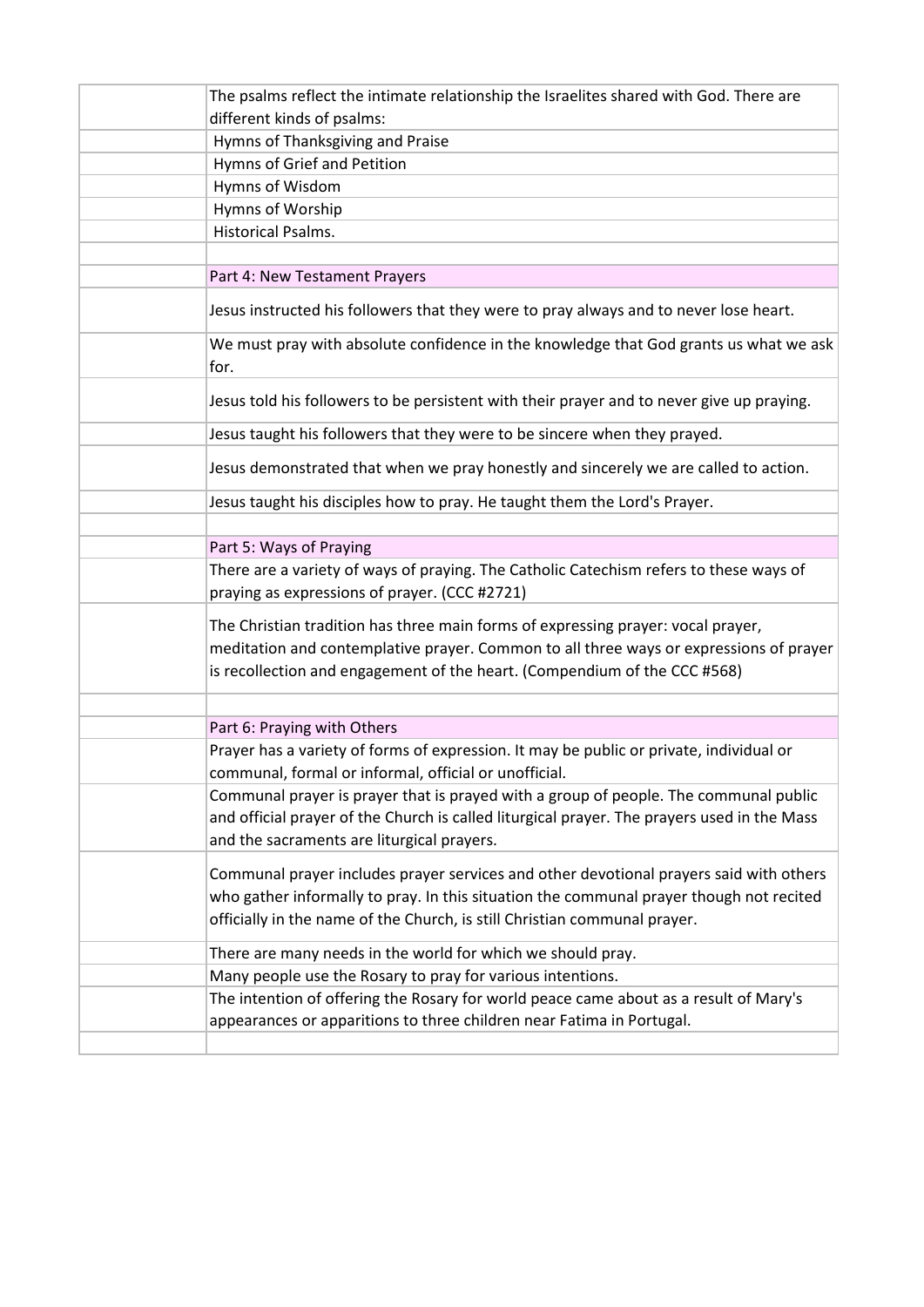| | |
|---|---|
| | The psalms reflect the intimate relationship the Israelites shared with God. There are different kinds of psalms: |
| | Hymns of Thanksgiving and Praise |
| | Hymns of Grief and Petition |
| | Hymns of Wisdom |
| | Hymns of Worship |
| | Historical Psalms. |
| | |
| | Part 4: New Testament Prayers |
| | Jesus instructed his followers that they were to pray always and to never lose heart. |
| | We must pray with absolute confidence in the knowledge that God grants us what we ask for. |
| | Jesus told his followers to be persistent with their prayer and to never give up praying. |
| | Jesus taught his followers that they were to be sincere when they prayed. |
| | Jesus demonstrated that when we pray honestly and sincerely we are called to action. |
| | Jesus taught his disciples how to pray. He taught them the Lord's Prayer. |
| | |
| | Part 5: Ways of Praying |
| | There are a variety of ways of praying. The Catholic Catechism refers to these ways of praying as expressions of prayer. (CCC #2721) |
| | The Christian tradition has three main forms of expressing prayer: vocal prayer, meditation and contemplative prayer. Common to all three ways or expressions of prayer is recollection and engagement of the heart. (Compendium of the CCC #568) |
| | |
| | Part 6: Praying with Others |
| | Prayer has a variety of forms of expression. It may be public or private, individual or communal, formal or informal, official or unofficial. |
| | Communal prayer is prayer that is prayed with a group of people. The communal public and official prayer of the Church is called liturgical prayer. The prayers used in the Mass and the sacraments are liturgical prayers. |
| | Communal prayer includes prayer services and other devotional prayers said with others who gather informally to pray. In this situation the communal prayer though not recited officially in the name of the Church, is still Christian communal prayer. |
| | There are many needs in the world for which we should pray. |
| | Many people use the Rosary to pray for various intentions. |
| | The intention of offering the Rosary for world peace came about as a result of Mary's appearances or apparitions to three children near Fatima in Portugal. |
| | |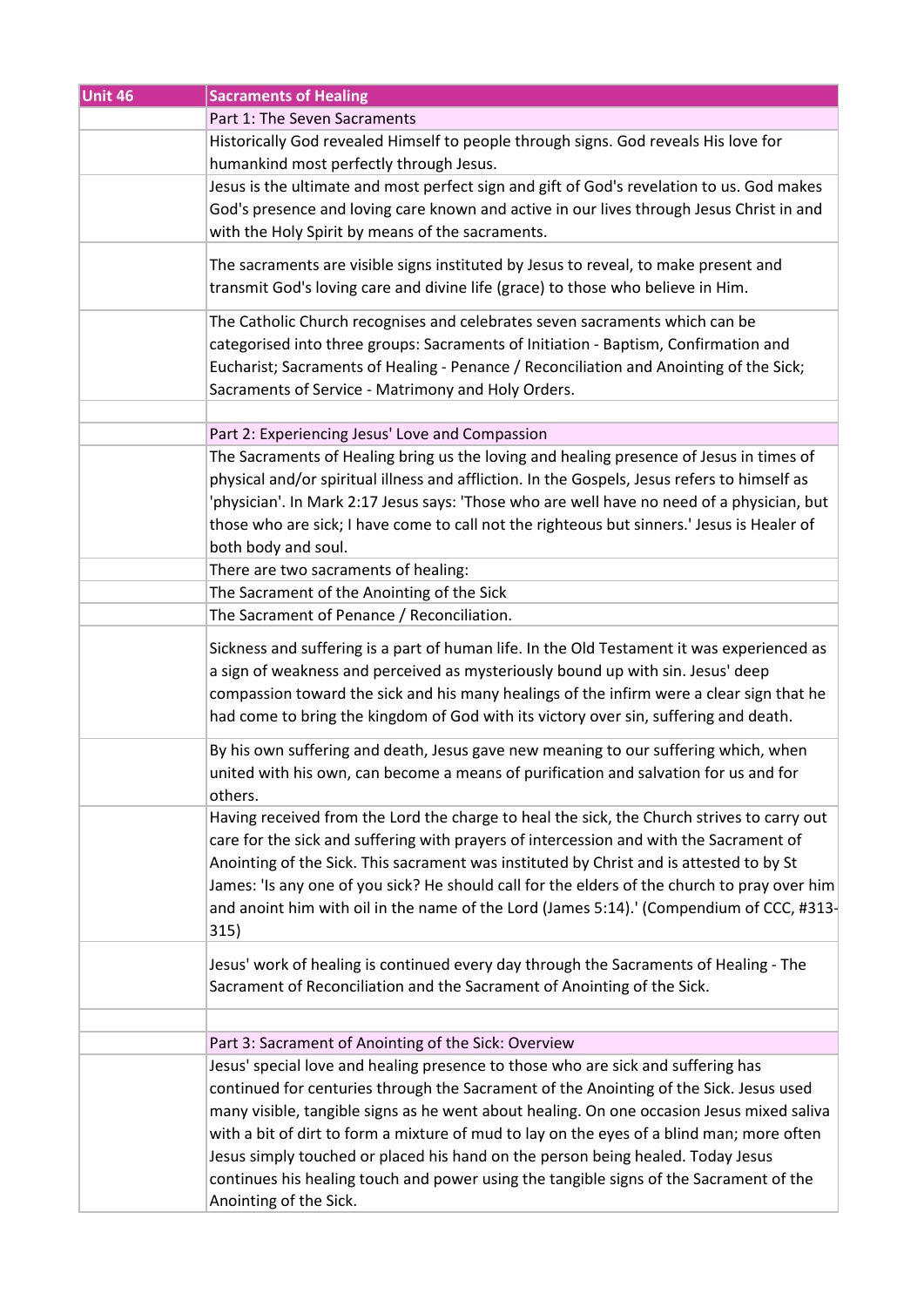| Unit 46 | Sacraments of Healing |
|---|---|
| | Part 1: The Seven Sacraments |
| | Historically God revealed Himself to people through signs. God reveals His love for humankind most perfectly through Jesus. |
| | Jesus is the ultimate and most perfect sign and gift of God's revelation to us. God makes God's presence and loving care known and active in our lives through Jesus Christ in and with the Holy Spirit by means of the sacraments. |
| | The sacraments are visible signs instituted by Jesus to reveal, to make present and transmit God's loving care and divine life (grace) to those who believe in Him. |
| | The Catholic Church recognises and celebrates seven sacraments which can be categorised into three groups: Sacraments of Initiation - Baptism, Confirmation and Eucharist; Sacraments of Healing - Penance / Reconciliation and Anointing of the Sick; Sacraments of Service - Matrimony and Holy Orders. |
| | |
| | Part 2: Experiencing Jesus' Love and Compassion |
| | The Sacraments of Healing bring us the loving and healing presence of Jesus in times of physical and/or spiritual illness and affliction. In the Gospels, Jesus refers to himself as 'physician'. In Mark 2:17 Jesus says: 'Those who are well have no need of a physician, but those who are sick; I have come to call not the righteous but sinners.' Jesus is Healer of both body and soul. |
| | There are two sacraments of healing: |
| | The Sacrament of the Anointing of the Sick |
| | The Sacrament of Penance / Reconciliation. |
| | Sickness and suffering is a part of human life. In the Old Testament it was experienced as a sign of weakness and perceived as mysteriously bound up with sin. Jesus' deep compassion toward the sick and his many healings of the infirm were a clear sign that he had come to bring the kingdom of God with its victory over sin, suffering and death. |
| | By his own suffering and death, Jesus gave new meaning to our suffering which, when united with his own, can become a means of purification and salvation for us and for others. |
| | Having received from the Lord the charge to heal the sick, the Church strives to carry out care for the sick and suffering with prayers of intercession and with the Sacrament of Anointing of the Sick. This sacrament was instituted by Christ and is attested to by St James: 'Is any one of you sick? He should call for the elders of the church to pray over him and anoint him with oil in the name of the Lord (James 5:14).' (Compendium of CCC, #313-315) |
| | Jesus' work of healing is continued every day through the Sacraments of Healing - The Sacrament of Reconciliation and the Sacrament of Anointing of the Sick. |
| | |
| | Part 3: Sacrament of Anointing of the Sick: Overview |
| | Jesus' special love and healing presence to those who are sick and suffering has continued for centuries through the Sacrament of the Anointing of the Sick. Jesus used many visible, tangible signs as he went about healing. On one occasion Jesus mixed saliva with a bit of dirt to form a mixture of mud to lay on the eyes of a blind man; more often Jesus simply touched or placed his hand on the person being healed. Today Jesus continues his healing touch and power using the tangible signs of the Sacrament of the Anointing of the Sick. |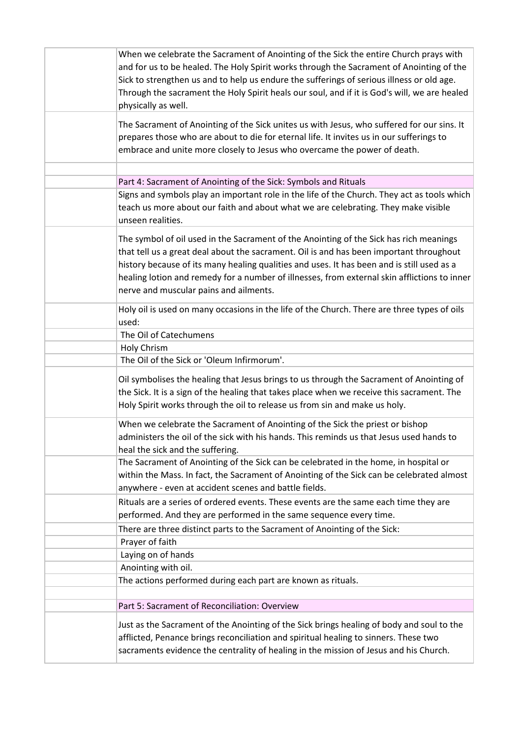When we celebrate the Sacrament of Anointing of the Sick the entire Church prays with and for us to be healed. The Holy Spirit works through the Sacrament of Anointing of the Sick to strengthen us and to help us endure the sufferings of serious illness or old age. Through the sacrament the Holy Spirit heals our soul, and if it is God's will, we are healed physically as well.

The Sacrament of Anointing of the Sick unites us with Jesus, who suffered for our sins. It prepares those who are about to die for eternal life. It invites us in our sufferings to embrace and unite more closely to Jesus who overcame the power of death.

## Part 4: Sacrament of Anointing of the Sick: Symbols and Rituals

Signs and symbols play an important role in the life of the Church. They act as tools which teach us more about our faith and about what we are celebrating. They make visible unseen realities.

The symbol of oil used in the Sacrament of the Anointing of the Sick has rich meanings that tell us a great deal about the sacrament. Oil is and has been important throughout history because of its many healing qualities and uses. It has been and is still used as a healing lotion and remedy for a number of illnesses, from external skin afflictions to inner nerve and muscular pains and ailments.

Holy oil is used on many occasions in the life of the Church. There are three types of oils used:

- The Oil of Catechumens
- Holy Chrism
- The Oil of the Sick or 'Oleum Infirmorum'.

Oil symbolises the healing that Jesus brings to us through the Sacrament of Anointing of the Sick. It is a sign of the healing that takes place when we receive this sacrament. The Holy Spirit works through the oil to release us from sin and make us holy.

When we celebrate the Sacrament of Anointing of the Sick the priest or bishop administers the oil of the sick with his hands. This reminds us that Jesus used hands to heal the sick and the suffering.

The Sacrament of Anointing of the Sick can be celebrated in the home, in hospital or within the Mass. In fact, the Sacrament of Anointing of the Sick can be celebrated almost anywhere - even at accident scenes and battle fields.

Rituals are a series of ordered events. These events are the same each time they are performed. And they are performed in the same sequence every time.

There are three distinct parts to the Sacrament of Anointing of the Sick:

- Prayer of faith
- Laying on of hands
- Anointing with oil.

The actions performed during each part are known as rituals.

## Part 5: Sacrament of Reconciliation: Overview

Just as the Sacrament of the Anointing of the Sick brings healing of body and soul to the afflicted, Penance brings reconciliation and spiritual healing to sinners. These two sacraments evidence the centrality of healing in the mission of Jesus and his Church.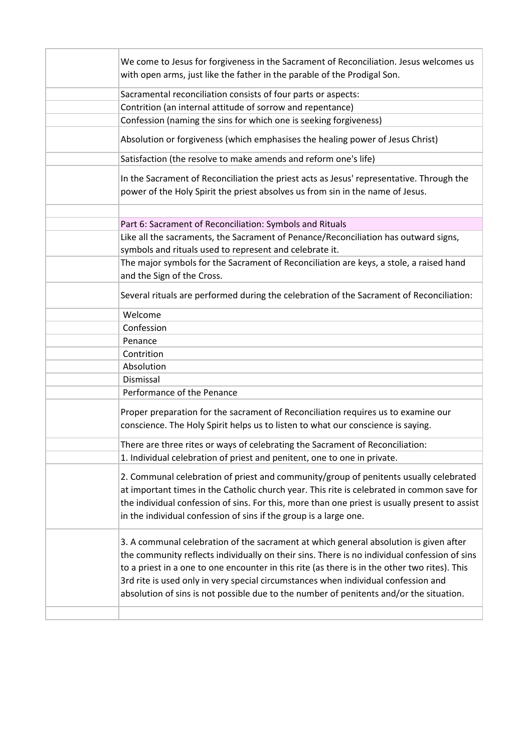We come to Jesus for forgiveness in the Sacrament of Reconciliation. Jesus welcomes us with open arms, just like the father in the parable of the Prodigal Son.

Sacramental reconciliation consists of four parts or aspects:

Contrition (an internal attitude of sorrow and repentance)

Confession (naming the sins for which one is seeking forgiveness)

Absolution or forgiveness (which emphasises the healing power of Jesus Christ)

Satisfaction (the resolve to make amends and reform one's life)

In the Sacrament of Reconciliation the priest acts as Jesus' representative. Through the power of the Holy Spirit the priest absolves us from sin in the name of Jesus.

## Part 6: Sacrament of Reconciliation: Symbols and Rituals

Like all the sacraments, the Sacrament of Penance/Reconciliation has outward signs, symbols and rituals used to represent and celebrate it.

The major symbols for the Sacrament of Reconciliation are keys, a stole, a raised hand and the Sign of the Cross.

Several rituals are performed during the celebration of the Sacrament of Reconciliation:

- Welcome
- Confession
- Penance
- Contrition
- Absolution
- Dismissal
- Performance of the Penance

Proper preparation for the sacrament of Reconciliation requires us to examine our conscience. The Holy Spirit helps us to listen to what our conscience is saying.

There are three rites or ways of celebrating the Sacrament of Reconciliation:

1. Individual celebration of priest and penitent, one to one in private.

2. Communal celebration of priest and community/group of penitents usually celebrated at important times in the Catholic church year. This rite is celebrated in common save for the individual confession of sins. For this, more than one priest is usually present to assist in the individual confession of sins if the group is a large one.

3. A communal celebration of the sacrament at which general absolution is given after the community reflects individually on their sins. There is no individual confession of sins to a priest in a one to one encounter in this rite (as there is in the other two rites). This 3rd rite is used only in very special circumstances when individual confession and absolution of sins is not possible due to the number of penitents and/or the situation.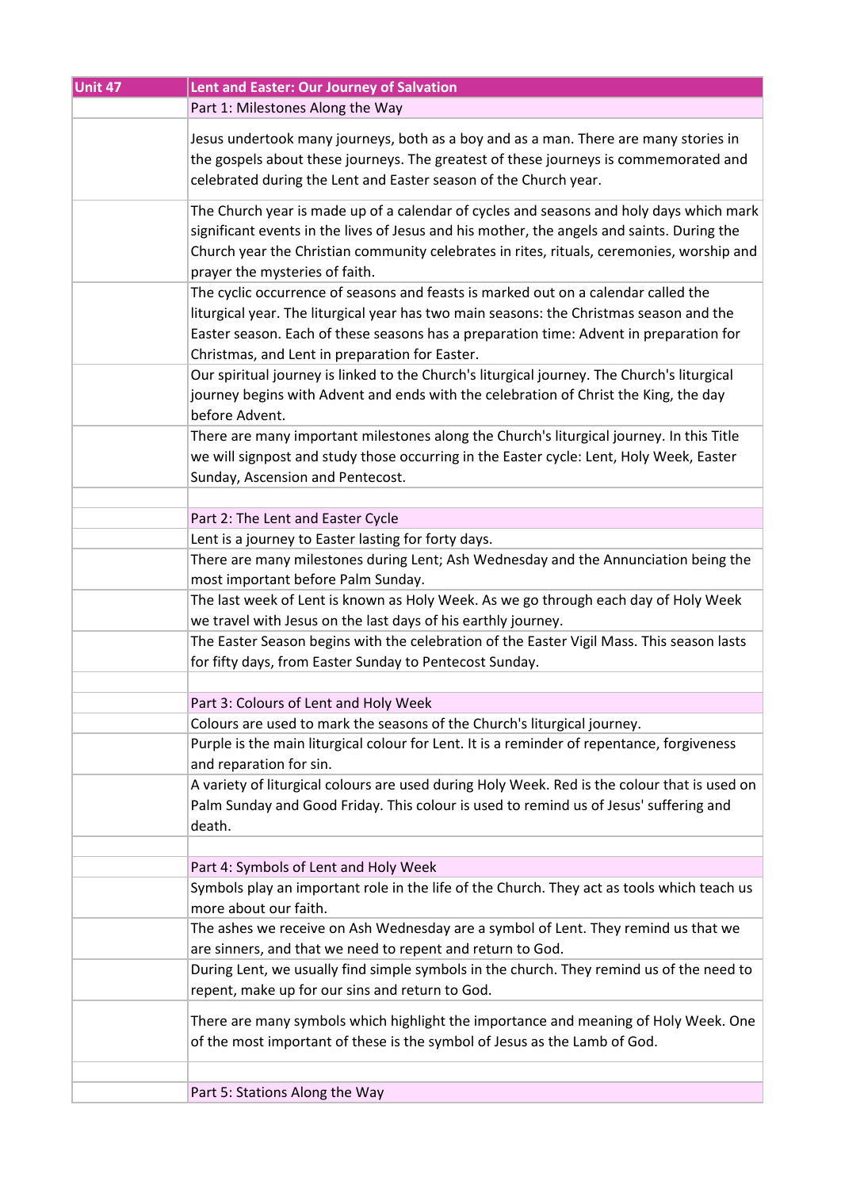| Unit 47 | Lent and Easter: Our Journey of Salvation |
|---|---|
| | Part 1: Milestones Along the Way |
| | Jesus undertook many journeys, both as a boy and as a man. There are many stories in the gospels about these journeys. The greatest of these journeys is commemorated and celebrated during the Lent and Easter season of the Church year. |
| | The Church year is made up of a calendar of cycles and seasons and holy days which mark significant events in the lives of Jesus and his mother, the angels and saints. During the Church year the Christian community celebrates in rites, rituals, ceremonies, worship and prayer the mysteries of faith. |
| | The cyclic occurrence of seasons and feasts is marked out on a calendar called the liturgical year. The liturgical year has two main seasons: the Christmas season and the Easter season. Each of these seasons has a preparation time: Advent in preparation for Christmas, and Lent in preparation for Easter. |
| | Our spiritual journey is linked to the Church's liturgical journey. The Church's liturgical journey begins with Advent and ends with the celebration of Christ the King, the day before Advent. |
| | There are many important milestones along the Church's liturgical journey. In this Title we will signpost and study those occurring in the Easter cycle: Lent, Holy Week, Easter Sunday, Ascension and Pentecost. |
| | |
| | Part 2: The Lent and Easter Cycle |
| | Lent is a journey to Easter lasting for forty days. |
| | There are many milestones during Lent; Ash Wednesday and the Annunciation being the most important before Palm Sunday. |
| | The last week of Lent is known as Holy Week. As we go through each day of Holy Week we travel with Jesus on the last days of his earthly journey. |
| | The Easter Season begins with the celebration of the Easter Vigil Mass. This season lasts for fifty days, from Easter Sunday to Pentecost Sunday. |
| | |
| | Part 3: Colours of Lent and Holy Week |
| | Colours are used to mark the seasons of the Church's liturgical journey. |
| | Purple is the main liturgical colour for Lent. It is a reminder of repentance, forgiveness and reparation for sin. |
| | A variety of liturgical colours are used during Holy Week. Red is the colour that is used on Palm Sunday and Good Friday. This colour is used to remind us of Jesus' suffering and death. |
| | |
| | Part 4: Symbols of Lent and Holy Week |
| | Symbols play an important role in the life of the Church. They act as tools which teach us more about our faith. |
| | The ashes we receive on Ash Wednesday are a symbol of Lent. They remind us that we are sinners, and that we need to repent and return to God. |
| | During Lent, we usually find simple symbols in the church. They remind us of the need to repent, make up for our sins and return to God. |
| | There are many symbols which highlight the importance and meaning of Holy Week. One of the most important of these is the symbol of Jesus as the Lamb of God. |
| | |
| | Part 5: Stations Along the Way |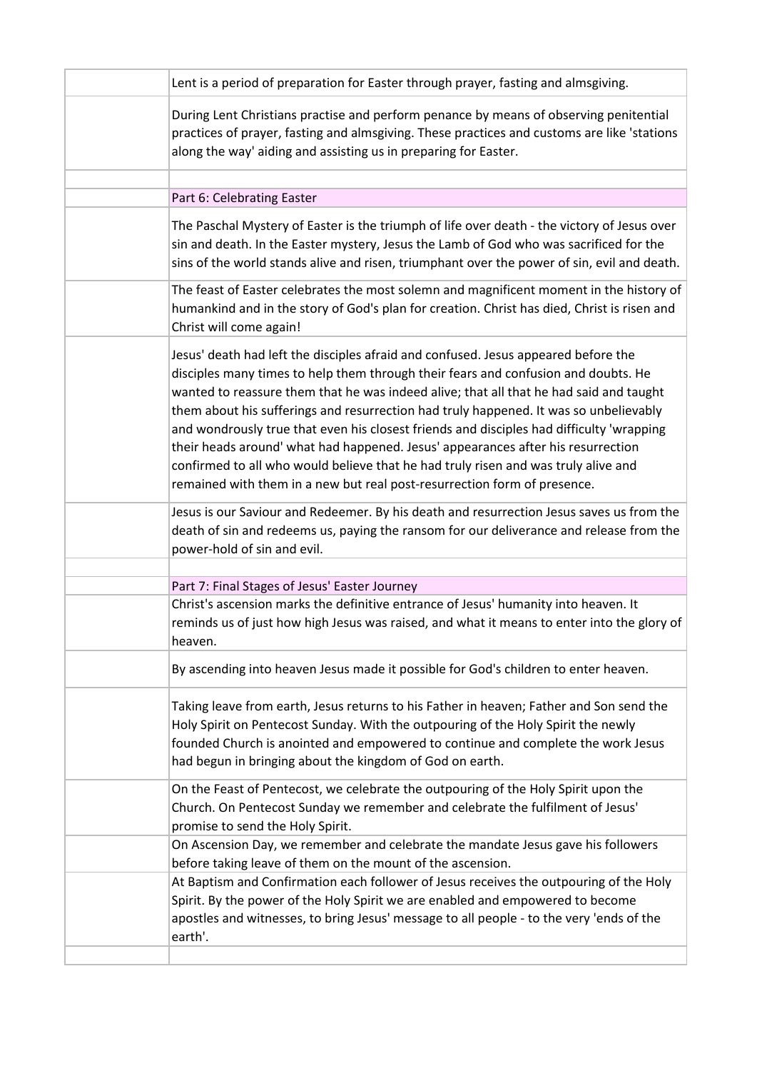| | |
|---|---|
| | Lent is a period of preparation for Easter through prayer, fasting and almsgiving. |
| | During Lent Christians practise and perform penance by means of observing penitential practices of prayer, fasting and almsgiving. These practices and customs are like 'stations along the way' aiding and assisting us in preparing for Easter. |
| | |
| | Part 6: Celebrating Easter |
| | The Paschal Mystery of Easter is the triumph of life over death - the victory of Jesus over sin and death. In the Easter mystery, Jesus the Lamb of God who was sacrificed for the sins of the world stands alive and risen, triumphant over the power of sin, evil and death. |
| | The feast of Easter celebrates the most solemn and magnificent moment in the history of humankind and in the story of God's plan for creation. Christ has died, Christ is risen and Christ will come again! |
| | Jesus' death had left the disciples afraid and confused. Jesus appeared before the disciples many times to help them through their fears and confusion and doubts. He wanted to reassure them that he was indeed alive; that all that he had said and taught them about his sufferings and resurrection had truly happened. It was so unbelievably and wondrously true that even his closest friends and disciples had difficulty 'wrapping their heads around' what had happened. Jesus' appearances after his resurrection confirmed to all who would believe that he had truly risen and was truly alive and remained with them in a new but real post-resurrection form of presence. |
| | Jesus is our Saviour and Redeemer. By his death and resurrection Jesus saves us from the death of sin and redeems us, paying the ransom for our deliverance and release from the power-hold of sin and evil. |
| | |
| | Part 7: Final Stages of Jesus' Easter Journey |
| | Christ's ascension marks the definitive entrance of Jesus' humanity into heaven. It reminds us of just how high Jesus was raised, and what it means to enter into the glory of heaven. |
| | By ascending into heaven Jesus made it possible for God's children to enter heaven. |
| | Taking leave from earth, Jesus returns to his Father in heaven; Father and Son send the Holy Spirit on Pentecost Sunday. With the outpouring of the Holy Spirit the newly founded Church is anointed and empowered to continue and complete the work Jesus had begun in bringing about the kingdom of God on earth. |
| | On the Feast of Pentecost, we celebrate the outpouring of the Holy Spirit upon the Church. On Pentecost Sunday we remember and celebrate the fulfilment of Jesus' promise to send the Holy Spirit. |
| | On Ascension Day, we remember and celebrate the mandate Jesus gave his followers before taking leave of them on the mount of the ascension. |
| | At Baptism and Confirmation each follower of Jesus receives the outpouring of the Holy Spirit. By the power of the Holy Spirit we are enabled and empowered to become apostles and witnesses, to bring Jesus' message to all people - to the very 'ends of the earth'. |
| | |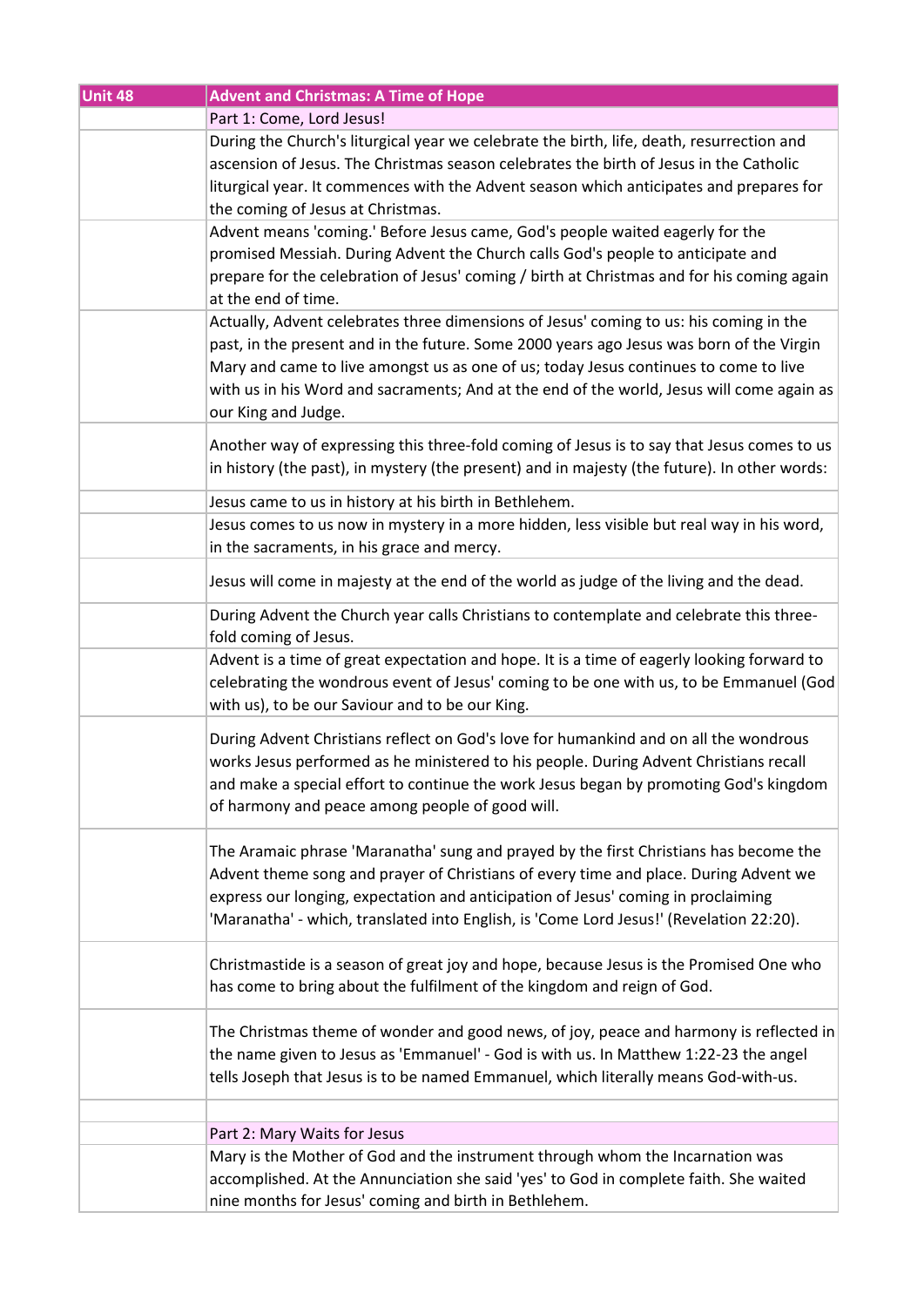| Unit 48 | Advent and Christmas: A Time of Hope |
| --- | --- |
| | Part 1: Come, Lord Jesus! |
| | During the Church's liturgical year we celebrate the birth, life, death, resurrection and ascension of Jesus. The Christmas season celebrates the birth of Jesus in the Catholic liturgical year. It commences with the Advent season which anticipates and prepares for the coming of Jesus at Christmas. |
| | Advent means 'coming.' Before Jesus came, God's people waited eagerly for the promised Messiah. During Advent the Church calls God's people to anticipate and prepare for the celebration of Jesus' coming / birth at Christmas and for his coming again at the end of time. |
| | Actually, Advent celebrates three dimensions of Jesus' coming to us: his coming in the past, in the present and in the future. Some 2000 years ago Jesus was born of the Virgin Mary and came to live amongst us as one of us; today Jesus continues to come to live with us in his Word and sacraments; And at the end of the world, Jesus will come again as our King and Judge. |
| | Another way of expressing this three-fold coming of Jesus is to say that Jesus comes to us in history (the past), in mystery (the present) and in majesty (the future). In other words: |
| | Jesus came to us in history at his birth in Bethlehem. |
| | Jesus comes to us now in mystery in a more hidden, less visible but real way in his word, in the sacraments, in his grace and mercy. |
| | Jesus will come in majesty at the end of the world as judge of the living and the dead. |
| | During Advent the Church year calls Christians to contemplate and celebrate this three-fold coming of Jesus. |
| | Advent is a time of great expectation and hope. It is a time of eagerly looking forward to celebrating the wondrous event of Jesus' coming to be one with us, to be Emmanuel (God with us), to be our Saviour and to be our King. |
| | During Advent Christians reflect on God's love for humankind and on all the wondrous works Jesus performed as he ministered to his people. During Advent Christians recall and make a special effort to continue the work Jesus began by promoting God's kingdom of harmony and peace among people of good will. |
| | The Aramaic phrase 'Maranatha' sung and prayed by the first Christians has become the Advent theme song and prayer of Christians of every time and place. During Advent we express our longing, expectation and anticipation of Jesus' coming in proclaiming 'Maranatha' - which, translated into English, is 'Come Lord Jesus!' (Revelation 22:20). |
| | Christmastide is a season of great joy and hope, because Jesus is the Promised One who has come to bring about the fulfilment of the kingdom and reign of God. |
| | The Christmas theme of wonder and good news, of joy, peace and harmony is reflected in the name given to Jesus as 'Emmanuel' - God is with us. In Matthew 1:22-23 the angel tells Joseph that Jesus is to be named Emmanuel, which literally means God-with-us. |
| | |
| | Part 2: Mary Waits for Jesus |
| | Mary is the Mother of God and the instrument through whom the Incarnation was accomplished. At the Annunciation she said 'yes' to God in complete faith. She waited nine months for Jesus' coming and birth in Bethlehem. |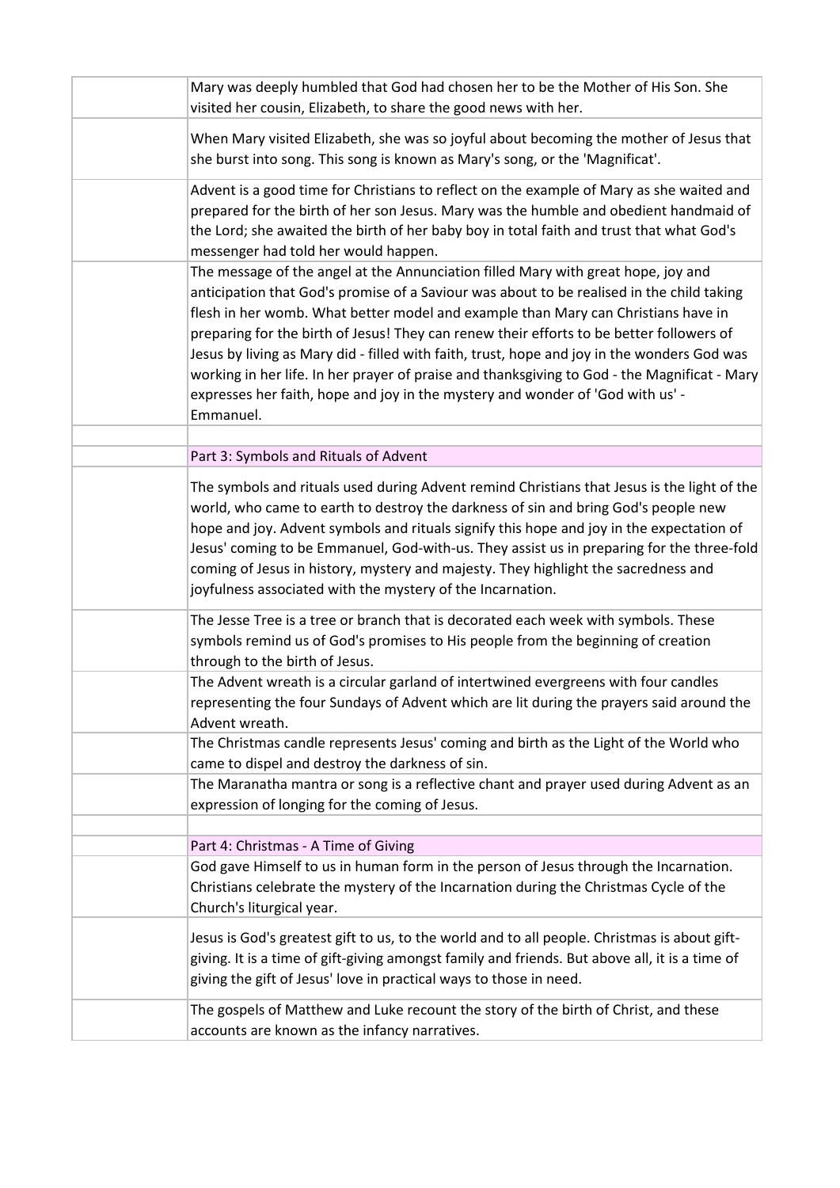Mary was deeply humbled that God had chosen her to be the Mother of His Son. She visited her cousin, Elizabeth, to share the good news with her.

When Mary visited Elizabeth, she was so joyful about becoming the mother of Jesus that she burst into song. This song is known as Mary's song, or the 'Magnificat'.

Advent is a good time for Christians to reflect on the example of Mary as she waited and prepared for the birth of her son Jesus. Mary was the humble and obedient handmaid of the Lord; she awaited the birth of her baby boy in total faith and trust that what God's messenger had told her would happen.

The message of the angel at the Annunciation filled Mary with great hope, joy and anticipation that God's promise of a Saviour was about to be realised in the child taking flesh in her womb. What better model and example than Mary can Christians have in preparing for the birth of Jesus! They can renew their efforts to be better followers of Jesus by living as Mary did - filled with faith, trust, hope and joy in the wonders God was working in her life. In her prayer of praise and thanksgiving to God - the Magnificat - Mary expresses her faith, hope and joy in the mystery and wonder of 'God with us' - Emmanuel.

## Part 3: Symbols and Rituals of Advent

The symbols and rituals used during Advent remind Christians that Jesus is the light of the world, who came to earth to destroy the darkness of sin and bring God's people new hope and joy. Advent symbols and rituals signify this hope and joy in the expectation of Jesus' coming to be Emmanuel, God-with-us. They assist us in preparing for the three-fold coming of Jesus in history, mystery and majesty. They highlight the sacredness and joyfulness associated with the mystery of the Incarnation.

The Jesse Tree is a tree or branch that is decorated each week with symbols. These symbols remind us of God's promises to His people from the beginning of creation through to the birth of Jesus.

The Advent wreath is a circular garland of intertwined evergreens with four candles representing the four Sundays of Advent which are lit during the prayers said around the Advent wreath.

The Christmas candle represents Jesus' coming and birth as the Light of the World who came to dispel and destroy the darkness of sin.

The Maranatha mantra or song is a reflective chant and prayer used during Advent as an expression of longing for the coming of Jesus.

## Part 4: Christmas - A Time of Giving

God gave Himself to us in human form in the person of Jesus through the Incarnation. Christians celebrate the mystery of the Incarnation during the Christmas Cycle of the Church's liturgical year.

Jesus is God's greatest gift to us, to the world and to all people. Christmas is about gift-giving. It is a time of gift-giving amongst family and friends. But above all, it is a time of giving the gift of Jesus' love in practical ways to those in need.

The gospels of Matthew and Luke recount the story of the birth of Christ, and these accounts are known as the infancy narratives.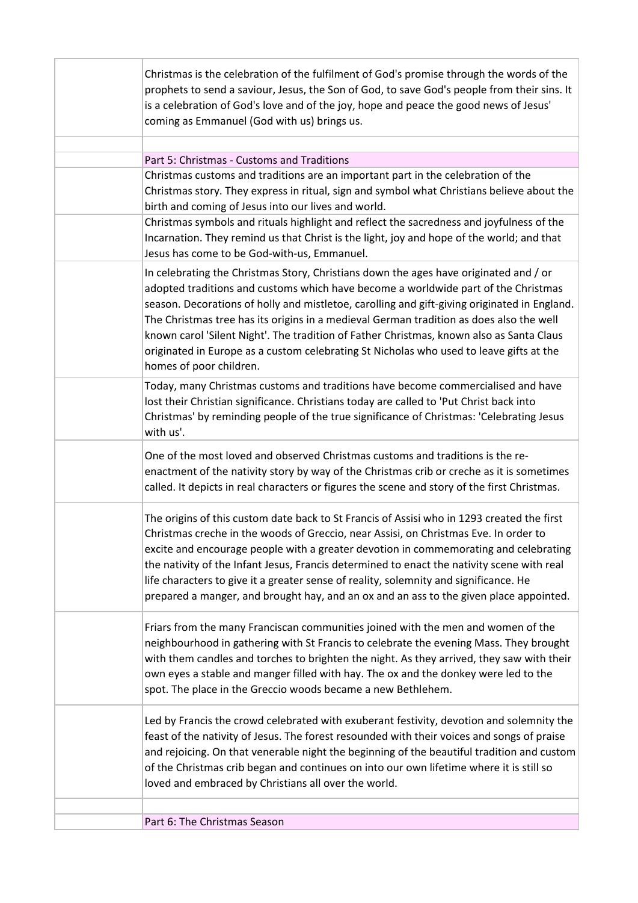Christmas is the celebration of the fulfilment of God's promise through the words of the prophets to send a saviour, Jesus, the Son of God, to save God's people from their sins. It is a celebration of God's love and of the joy, hope and peace the good news of Jesus' coming as Emmanuel (God with us) brings us.

## Part 5: Christmas - Customs and Traditions

Christmas customs and traditions are an important part in the celebration of the Christmas story. They express in ritual, sign and symbol what Christians believe about the birth and coming of Jesus into our lives and world.

Christmas symbols and rituals highlight and reflect the sacredness and joyfulness of the Incarnation. They remind us that Christ is the light, joy and hope of the world; and that Jesus has come to be God-with-us, Emmanuel.

In celebrating the Christmas Story, Christians down the ages have originated and / or adopted traditions and customs which have become a worldwide part of the Christmas season. Decorations of holly and mistletoe, carolling and gift-giving originated in England. The Christmas tree has its origins in a medieval German tradition as does also the well known carol 'Silent Night'. The tradition of Father Christmas, known also as Santa Claus originated in Europe as a custom celebrating St Nicholas who used to leave gifts at the homes of poor children.

Today, many Christmas customs and traditions have become commercialised and have lost their Christian significance. Christians today are called to 'Put Christ back into Christmas' by reminding people of the true significance of Christmas: 'Celebrating Jesus with us'.

One of the most loved and observed Christmas customs and traditions is the re-enactment of the nativity story by way of the Christmas crib or creche as it is sometimes called. It depicts in real characters or figures the scene and story of the first Christmas.

The origins of this custom date back to St Francis of Assisi who in 1293 created the first Christmas creche in the woods of Greccio, near Assisi, on Christmas Eve. In order to excite and encourage people with a greater devotion in commemorating and celebrating the nativity of the Infant Jesus, Francis determined to enact the nativity scene with real life characters to give it a greater sense of reality, solemnity and significance. He prepared a manger, and brought hay, and an ox and an ass to the given place appointed.

Friars from the many Franciscan communities joined with the men and women of the neighbourhood in gathering with St Francis to celebrate the evening Mass. They brought with them candles and torches to brighten the night. As they arrived, they saw with their own eyes a stable and manger filled with hay. The ox and the donkey were led to the spot. The place in the Greccio woods became a new Bethlehem.

Led by Francis the crowd celebrated with exuberant festivity, devotion and solemnity the feast of the nativity of Jesus. The forest resounded with their voices and songs of praise and rejoicing. On that venerable night the beginning of the beautiful tradition and custom of the Christmas crib began and continues on into our own lifetime where it is still so loved and embraced by Christians all over the world.

## Part 6: The Christmas Season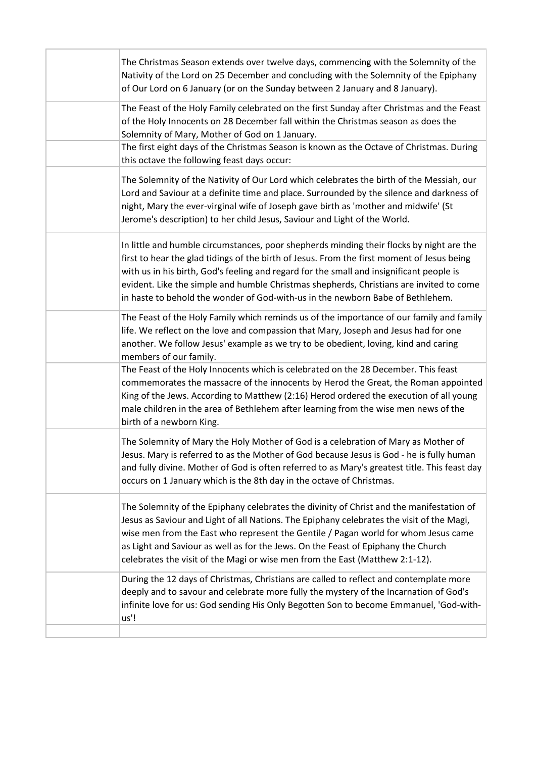| | |
|---|---|
| | The Christmas Season extends over twelve days, commencing with the Solemnity of the Nativity of the Lord on 25 December and concluding with the Solemnity of the Epiphany of Our Lord on 6 January (or on the Sunday between 2 January and 8 January). |
| | The Feast of the Holy Family celebrated on the first Sunday after Christmas and the Feast of the Holy Innocents on 28 December fall within the Christmas season as does the Solemnity of Mary, Mother of God on 1 January. |
| | The first eight days of the Christmas Season is known as the Octave of Christmas. During this octave the following feast days occur: |
| | The Solemnity of the Nativity of Our Lord which celebrates the birth of the Messiah, our Lord and Saviour at a definite time and place. Surrounded by the silence and darkness of night, Mary the ever-virginal wife of Joseph gave birth as 'mother and midwife' (St Jerome's description) to her child Jesus, Saviour and Light of the World. |
| | In little and humble circumstances, poor shepherds minding their flocks by night are the first to hear the glad tidings of the birth of Jesus. From the first moment of Jesus being with us in his birth, God's feeling and regard for the small and insignificant people is evident. Like the simple and humble Christmas shepherds, Christians are invited to come in haste to behold the wonder of God-with-us in the newborn Babe of Bethlehem. |
| | The Feast of the Holy Family which reminds us of the importance of our family and family life. We reflect on the love and compassion that Mary, Joseph and Jesus had for one another. We follow Jesus' example as we try to be obedient, loving, kind and caring members of our family. |
| | The Feast of the Holy Innocents which is celebrated on the 28 December. This feast commemorates the massacre of the innocents by Herod the Great, the Roman appointed King of the Jews. According to Matthew (2:16) Herod ordered the execution of all young male children in the area of Bethlehem after learning from the wise men news of the birth of a newborn King. |
| | The Solemnity of Mary the Holy Mother of God is a celebration of Mary as Mother of Jesus. Mary is referred to as the Mother of God because Jesus is God - he is fully human and fully divine. Mother of God is often referred to as Mary's greatest title. This feast day occurs on 1 January which is the 8th day in the octave of Christmas. |
| | The Solemnity of the Epiphany celebrates the divinity of Christ and the manifestation of Jesus as Saviour and Light of all Nations. The Epiphany celebrates the visit of the Magi, wise men from the East who represent the Gentile / Pagan world for whom Jesus came as Light and Saviour as well as for the Jews. On the Feast of Epiphany the Church celebrates the visit of the Magi or wise men from the East (Matthew 2:1-12). |
| | During the 12 days of Christmas, Christians are called to reflect and contemplate more deeply and to savour and celebrate more fully the mystery of the Incarnation of God's infinite love for us: God sending His Only Begotten Son to become Emmanuel, 'God-with-us'! |
| | |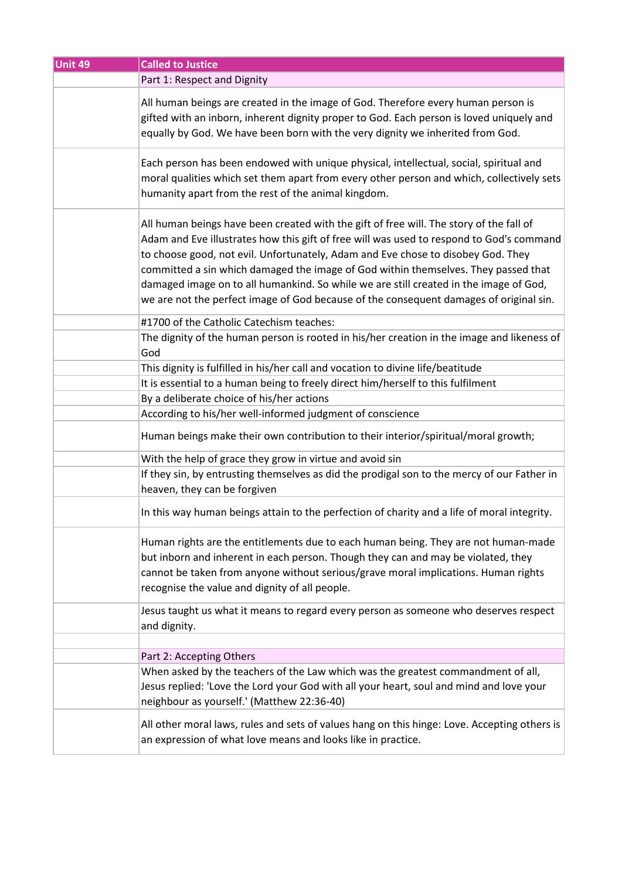| Unit 49 | Called to Justice |
| --- | --- |
| | Part 1: Respect and Dignity |
| | All human beings are created in the image of God. Therefore every human person is gifted with an inborn, inherent dignity proper to God. Each person is loved uniquely and equally by God. We have been born with the very dignity we inherited from God. |
| | Each person has been endowed with unique physical, intellectual, social, spiritual and moral qualities which set them apart from every other person and which, collectively sets humanity apart from the rest of the animal kingdom. |
| | All human beings have been created with the gift of free will. The story of the fall of Adam and Eve illustrates how this gift of free will was used to respond to God's command to choose good, not evil. Unfortunately, Adam and Eve chose to disobey God. They committed a sin which damaged the image of God within themselves. They passed that damaged image on to all humankind. So while we are still created in the image of God, we are not the perfect image of God because of the consequent damages of original sin. |
| | #1700 of the Catholic Catechism teaches: |
| | The dignity of the human person is rooted in his/her creation in the image and likeness of God |
| | This dignity is fulfilled in his/her call and vocation to divine life/beatitude |
| | It is essential to a human being to freely direct him/herself to this fulfilment |
| | By a deliberate choice of his/her actions |
| | According to his/her well-informed judgment of conscience |
| | Human beings make their own contribution to their interior/spiritual/moral growth; |
| | With the help of grace they grow in virtue and avoid sin |
| | If they sin, by entrusting themselves as did the prodigal son to the mercy of our Father in heaven, they can be forgiven |
| | In this way human beings attain to the perfection of charity and a life of moral integrity. |
| | Human rights are the entitlements due to each human being. They are not human-made but inborn and inherent in each person. Though they can and may be violated, they cannot be taken from anyone without serious/grave moral implications. Human rights recognise the value and dignity of all people. |
| | Jesus taught us what it means to regard every person as someone who deserves respect and dignity. |
| | |
| | Part 2: Accepting Others |
| | When asked by the teachers of the Law which was the greatest commandment of all, Jesus replied: 'Love the Lord your God with all your heart, soul and mind and love your neighbour as yourself.' (Matthew 22:36-40) |
| | All other moral laws, rules and sets of values hang on this hinge: Love. Accepting others is an expression of what love means and looks like in practice. |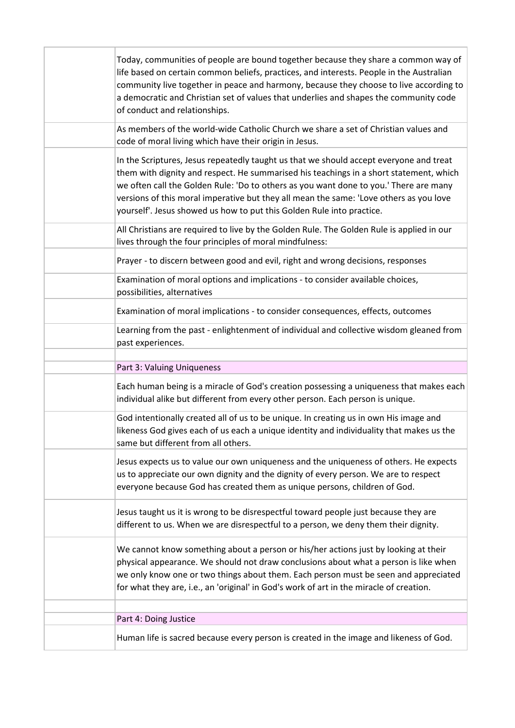Today, communities of people are bound together because they share a common way of life based on certain common beliefs, practices, and interests. People in the Australian community live together in peace and harmony, because they choose to live according to a democratic and Christian set of values that underlies and shapes the community code of conduct and relationships.

As members of the world-wide Catholic Church we share a set of Christian values and code of moral living which have their origin in Jesus.

In the Scriptures, Jesus repeatedly taught us that we should accept everyone and treat them with dignity and respect. He summarised his teachings in a short statement, which we often call the Golden Rule: 'Do to others as you want done to you.' There are many versions of this moral imperative but they all mean the same: 'Love others as you love yourself'. Jesus showed us how to put this Golden Rule into practice.

All Christians are required to live by the Golden Rule. The Golden Rule is applied in our lives through the four principles of moral mindfulness:

Prayer - to discern between good and evil, right and wrong decisions, responses

Examination of moral options and implications - to consider available choices, possibilities, alternatives

Examination of moral implications - to consider consequences, effects, outcomes

Learning from the past - enlightenment of individual and collective wisdom gleaned from past experiences.

## Part 3: Valuing Uniqueness

Each human being is a miracle of God's creation possessing a uniqueness that makes each individual alike but different from every other person. Each person is unique.

God intentionally created all of us to be unique. In creating us in own His image and likeness God gives each of us each a unique identity and individuality that makes us the same but different from all others.

Jesus expects us to value our own uniqueness and the uniqueness of others. He expects us to appreciate our own dignity and the dignity of every person. We are to respect everyone because God has created them as unique persons, children of God.

Jesus taught us it is wrong to be disrespectful toward people just because they are different to us. When we are disrespectful to a person, we deny them their dignity.

We cannot know something about a person or his/her actions just by looking at their physical appearance. We should not draw conclusions about what a person is like when we only know one or two things about them. Each person must be seen and appreciated for what they are, i.e., an 'original' in God's work of art in the miracle of creation.

## Part 4: Doing Justice

Human life is sacred because every person is created in the image and likeness of God.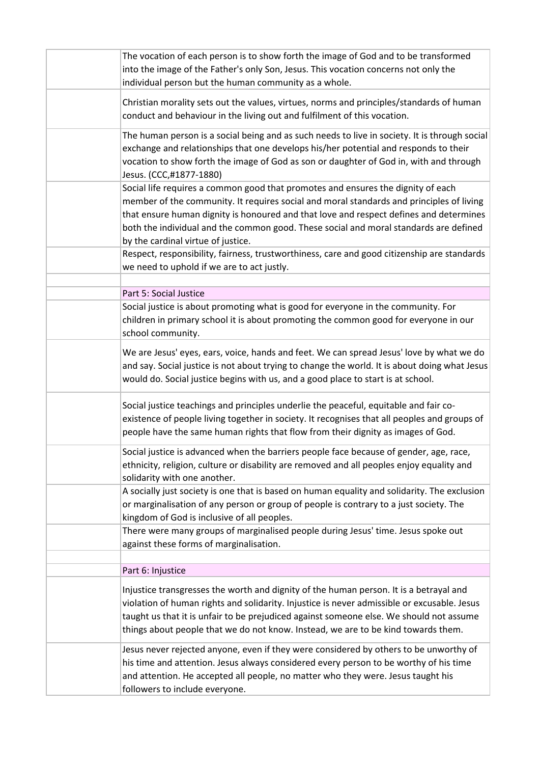| | |
|---|---|
| | The vocation of each person is to show forth the image of God and to be transformed into the image of the Father's only Son, Jesus. This vocation concerns not only the individual person but the human community as a whole. |
| | Christian morality sets out the values, virtues, norms and principles/standards of human conduct and behaviour in the living out and fulfilment of this vocation. |
| | The human person is a social being and as such needs to live in society. It is through social exchange and relationships that one develops his/her potential and responds to their vocation to show forth the image of God as son or daughter of God in, with and through Jesus. (CCC,#1877-1880) |
| | Social life requires a common good that promotes and ensures the dignity of each member of the community. It requires social and moral standards and principles of living that ensure human dignity is honoured and that love and respect defines and determines both the individual and the common good. These social and moral standards are defined by the cardinal virtue of justice. |
| | Respect, responsibility, fairness, trustworthiness, care and good citizenship are standards we need to uphold if we are to act justly. |
| | |
| | Part 5: Social Justice |
| | Social justice is about promoting what is good for everyone in the community. For children in primary school it is about promoting the common good for everyone in our school community. |
| | We are Jesus' eyes, ears, voice, hands and feet. We can spread Jesus' love by what we do and say. Social justice is not about trying to change the world. It is about doing what Jesus would do. Social justice begins with us, and a good place to start is at school. |
| | Social justice teachings and principles underlie the peaceful, equitable and fair co-existence of people living together in society. It recognises that all peoples and groups of people have the same human rights that flow from their dignity as images of God. |
| | Social justice is advanced when the barriers people face because of gender, age, race, ethnicity, religion, culture or disability are removed and all peoples enjoy equality and solidarity with one another. |
| | A socially just society is one that is based on human equality and solidarity. The exclusion or marginalisation of any person or group of people is contrary to a just society. The kingdom of God is inclusive of all peoples. |
| | There were many groups of marginalised people during Jesus' time. Jesus spoke out against these forms of marginalisation. |
| | |
| | Part 6: Injustice |
| | Injustice transgresses the worth and dignity of the human person. It is a betrayal and violation of human rights and solidarity. Injustice is never admissible or excusable. Jesus taught us that it is unfair to be prejudiced against someone else. We should not assume things about people that we do not know. Instead, we are to be kind towards them. |
| | Jesus never rejected anyone, even if they were considered by others to be unworthy of his time and attention. Jesus always considered every person to be worthy of his time and attention. He accepted all people, no matter who they were. Jesus taught his followers to include everyone. |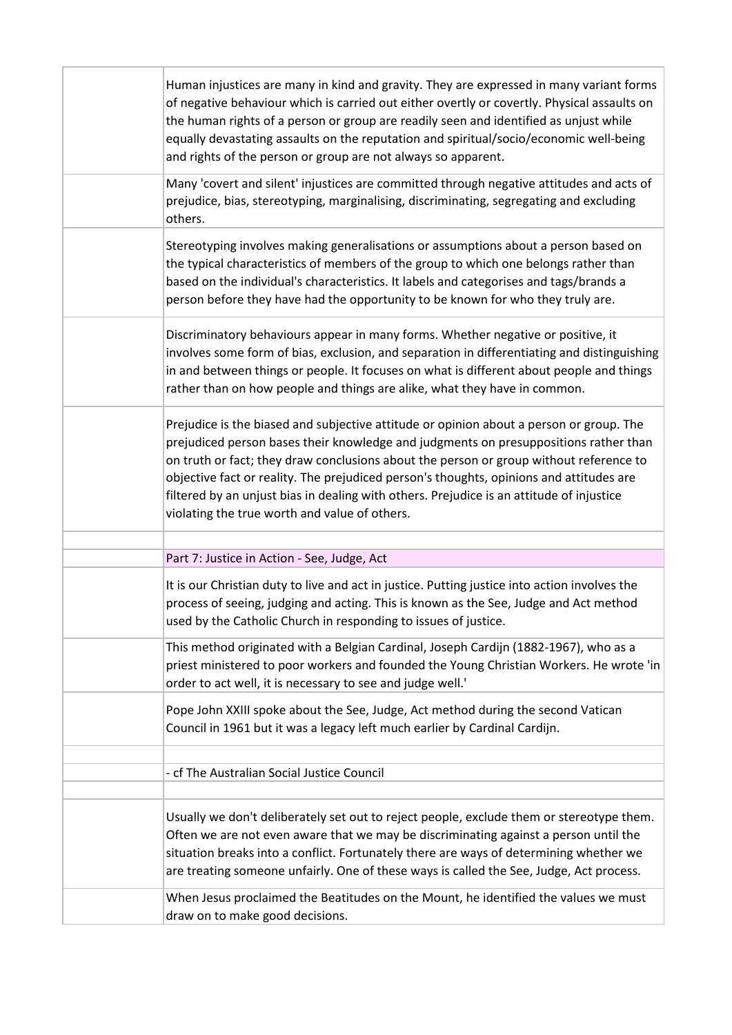Human injustices are many in kind and gravity. They are expressed in many variant forms of negative behaviour which is carried out either overtly or covertly. Physical assaults on the human rights of a person or group are readily seen and identified as unjust while equally devastating assaults on the reputation and spiritual/socio/economic well-being and rights of the person or group are not always so apparent.

Many 'covert and silent' injustices are committed through negative attitudes and acts of prejudice, bias, stereotyping, marginalising, discriminating, segregating and excluding others.

Stereotyping involves making generalisations or assumptions about a person based on the typical characteristics of members of the group to which one belongs rather than based on the individual's characteristics. It labels and categorises and tags/brands a person before they have had the opportunity to be known for who they truly are.

Discriminatory behaviours appear in many forms. Whether negative or positive, it involves some form of bias, exclusion, and separation in differentiating and distinguishing in and between things or people. It focuses on what is different about people and things rather than on how people and things are alike, what they have in common.

Prejudice is the biased and subjective attitude or opinion about a person or group. The prejudiced person bases their knowledge and judgments on presuppositions rather than on truth or fact; they draw conclusions about the person or group without reference to objective fact or reality. The prejudiced person's thoughts, opinions and attitudes are filtered by an unjust bias in dealing with others. Prejudice is an attitude of injustice violating the true worth and value of others.

## Part 7: Justice in Action - See, Judge, Act

It is our Christian duty to live and act in justice. Putting justice into action involves the process of seeing, judging and acting. This is known as the See, Judge and Act method used by the Catholic Church in responding to issues of justice.

This method originated with a Belgian Cardinal, Joseph Cardijn (1882-1967), who as a priest ministered to poor workers and founded the Young Christian Workers. He wrote 'in order to act well, it is necessary to see and judge well.'

Pope John XXIII spoke about the See, Judge, Act method during the second Vatican Council in 1961 but it was a legacy left much earlier by Cardinal Cardijn.

- cf The Australian Social Justice Council

Usually we don't deliberately set out to reject people, exclude them or stereotype them. Often we are not even aware that we may be discriminating against a person until the situation breaks into a conflict. Fortunately there are ways of determining whether we are treating someone unfairly. One of these ways is called the See, Judge, Act process.

When Jesus proclaimed the Beatitudes on the Mount, he identified the values we must draw on to make good decisions.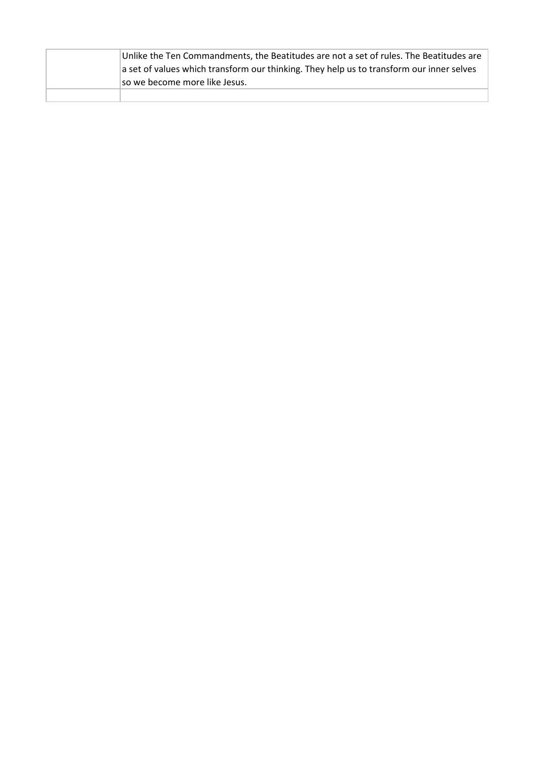| | |
|---|---|
| | Unlike the Ten Commandments, the Beatitudes are not a set of rules. The Beatitudes are a set of values which transform our thinking. They help us to transform our inner selves so we become more like Jesus. |
| | |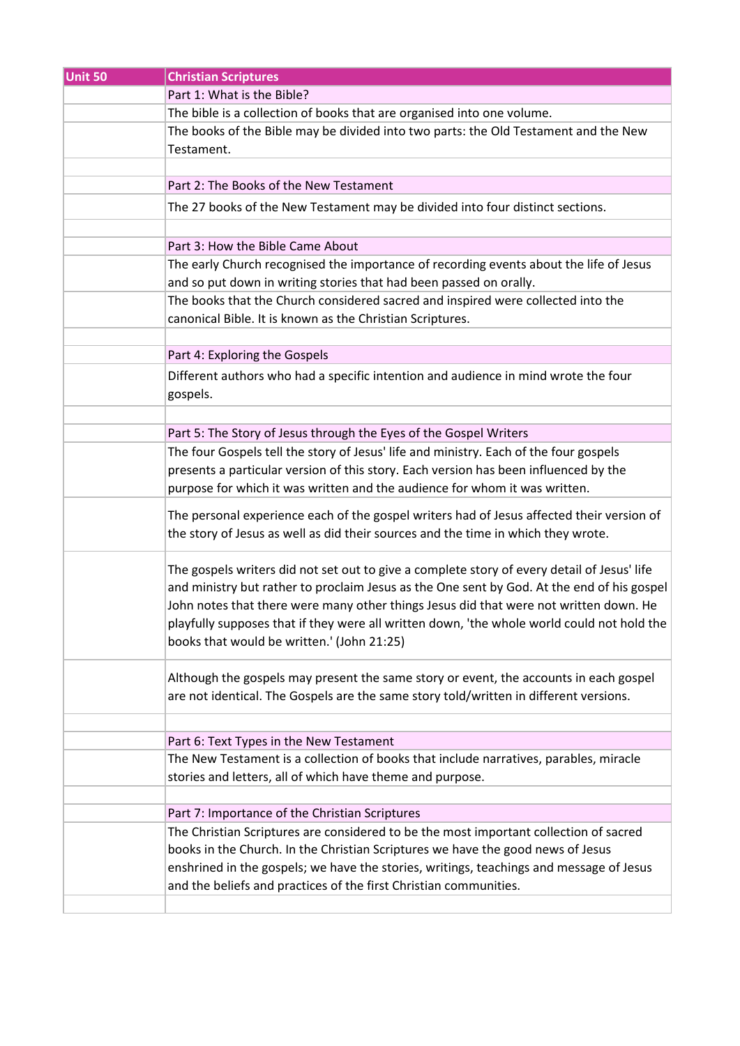| Unit 50 | Christian Scriptures |
| --- | --- |
| | Part 1: What is the Bible? |
| | The bible is a collection of books that are organised into one volume. |
| | The books of the Bible may be divided into two parts: the Old Testament and the New Testament. |
| | |
| | Part 2: The Books of the New Testament |
| | The 27 books of the New Testament may be divided into four distinct sections. |
| | |
| | Part 3: How the Bible Came About |
| | The early Church recognised the importance of recording events about the life of Jesus and so put down in writing stories that had been passed on orally. |
| | The books that the Church considered sacred and inspired were collected into the canonical Bible. It is known as the Christian Scriptures. |
| | |
| | Part 4: Exploring the Gospels |
| | Different authors who had a specific intention and audience in mind wrote the four gospels. |
| | |
| | Part 5: The Story of Jesus through the Eyes of the Gospel Writers |
| | The four Gospels tell the story of Jesus' life and ministry. Each of the four gospels presents a particular version of this story. Each version has been influenced by the purpose for which it was written and the audience for whom it was written. |
| | The personal experience each of the gospel writers had of Jesus affected their version of the story of Jesus as well as did their sources and the time in which they wrote. |
| | The gospels writers did not set out to give a complete story of every detail of Jesus' life and ministry but rather to proclaim Jesus as the One sent by God. At the end of his gospel John notes that there were many other things Jesus did that were not written down. He playfully supposes that if they were all written down, 'the whole world could not hold the books that would be written.' (John 21:25) |
| | Although the gospels may present the same story or event, the accounts in each gospel are not identical. The Gospels are the same story told/written in different versions. |
| | |
| | Part 6: Text Types in the New Testament |
| | The New Testament is a collection of books that include narratives, parables, miracle stories and letters, all of which have theme and purpose. |
| | |
| | Part 7: Importance of the Christian Scriptures |
| | The Christian Scriptures are considered to be the most important collection of sacred books in the Church. In the Christian Scriptures we have the good news of Jesus enshrined in the gospels; we have the stories, writings, teachings and message of Jesus and the beliefs and practices of the first Christian communities. |
| | |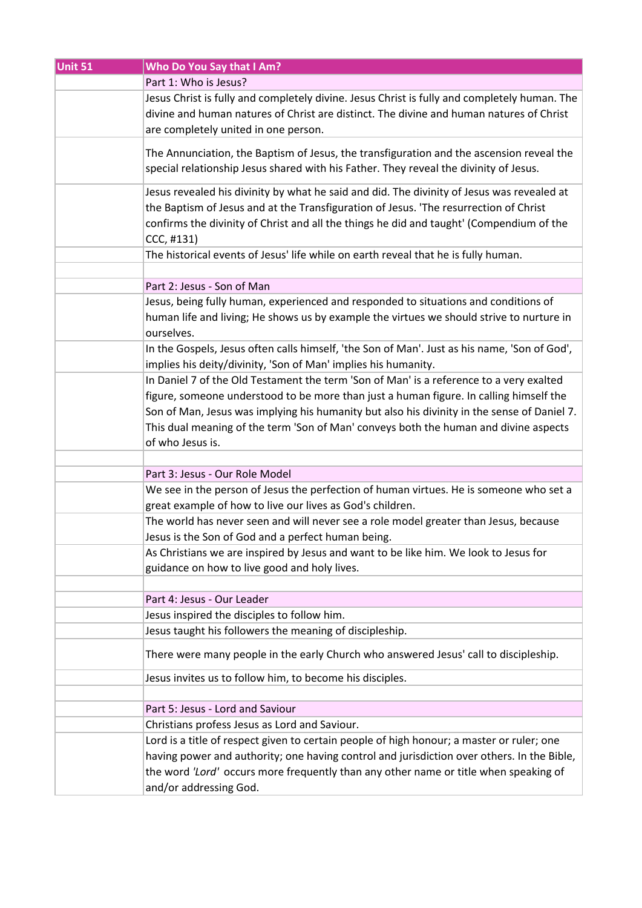| Unit 51 | Who Do You Say that I Am? |
| --- | --- |
| | Part 1: Who is Jesus? |
| | Jesus Christ is fully and completely divine. Jesus Christ is fully and completely human. The divine and human natures of Christ are distinct. The divine and human natures of Christ are completely united in one person. |
| | The Annunciation, the Baptism of Jesus, the transfiguration and the ascension reveal the special relationship Jesus shared with his Father. They reveal the divinity of Jesus. |
| | Jesus revealed his divinity by what he said and did. The divinity of Jesus was revealed at the Baptism of Jesus and at the Transfiguration of Jesus. 'The resurrection of Christ confirms the divinity of Christ and all the things he did and taught' (Compendium of the CCC, #131) |
| | The historical events of Jesus' life while on earth reveal that he is fully human. |
| | |
| | Part 2: Jesus - Son of Man |
| | Jesus, being fully human, experienced and responded to situations and conditions of human life and living; He shows us by example the virtues we should strive to nurture in ourselves. |
| | In the Gospels, Jesus often calls himself, 'the Son of Man'. Just as his name, 'Son of God', implies his deity/divinity, 'Son of Man' implies his humanity. |
| | In Daniel 7 of the Old Testament the term 'Son of Man' is a reference to a very exalted figure, someone understood to be more than just a human figure. In calling himself the Son of Man, Jesus was implying his humanity but also his divinity in the sense of Daniel 7. This dual meaning of the term 'Son of Man' conveys both the human and divine aspects of who Jesus is. |
| | |
| | Part 3: Jesus - Our Role Model |
| | We see in the person of Jesus the perfection of human virtues. He is someone who set a great example of how to live our lives as God's children. |
| | The world has never seen and will never see a role model greater than Jesus, because Jesus is the Son of God and a perfect human being. |
| | As Christians we are inspired by Jesus and want to be like him. We look to Jesus for guidance on how to live good and holy lives. |
| | |
| | Part 4: Jesus - Our Leader |
| | Jesus inspired the disciples to follow him. |
| | Jesus taught his followers the meaning of discipleship. |
| | There were many people in the early Church who answered Jesus' call to discipleship. |
| | Jesus invites us to follow him, to become his disciples. |
| | |
| | Part 5: Jesus - Lord and Saviour |
| | Christians profess Jesus as Lord and Saviour. |
| | Lord is a title of respect given to certain people of high honour; a master or ruler; one having power and authority; one having control and jurisdiction over others. In the Bible, the word *'Lord'* occurs more frequently than any other name or title when speaking of and/or addressing God. |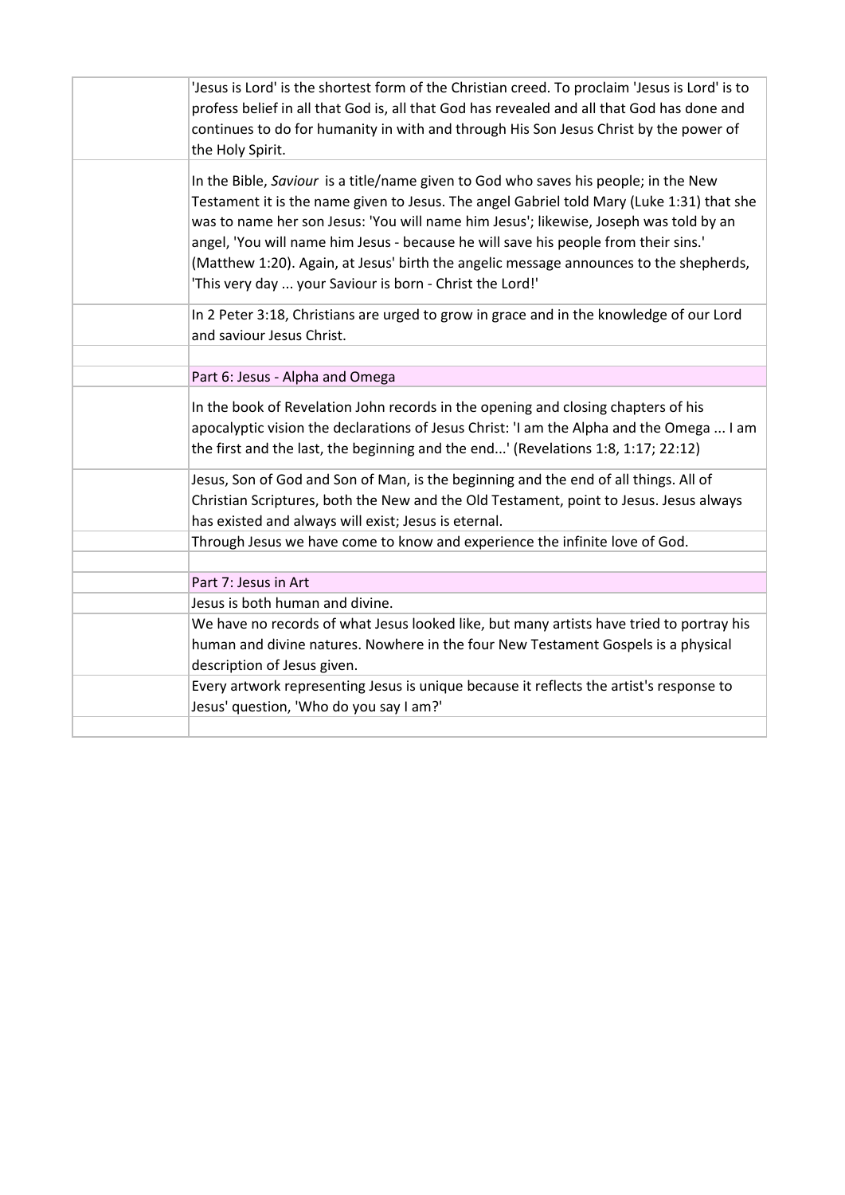'Jesus is Lord' is the shortest form of the Christian creed. To proclaim 'Jesus is Lord' is to profess belief in all that God is, all that God has revealed and all that God has done and continues to do for humanity in with and through His Son Jesus Christ by the power of the Holy Spirit.

In the Bible, *Saviour* is a title/name given to God who saves his people; in the New Testament it is the name given to Jesus. The angel Gabriel told Mary (Luke 1:31) that she was to name her son Jesus: 'You will name him Jesus'; likewise, Joseph was told by an angel, 'You will name him Jesus - because he will save his people from their sins.' (Matthew 1:20). Again, at Jesus' birth the angelic message announces to the shepherds, 'This very day ... your Saviour is born - Christ the Lord!'

In 2 Peter 3:18, Christians are urged to grow in grace and in the knowledge of our Lord and saviour Jesus Christ.

## Part 6: Jesus - Alpha and Omega

In the book of Revelation John records in the opening and closing chapters of his apocalyptic vision the declarations of Jesus Christ: 'I am the Alpha and the Omega ... I am the first and the last, the beginning and the end...' (Revelations 1:8, 1:17; 22:12)

Jesus, Son of God and Son of Man, is the beginning and the end of all things. All of Christian Scriptures, both the New and the Old Testament, point to Jesus. Jesus always has existed and always will exist; Jesus is eternal.

Through Jesus we have come to know and experience the infinite love of God.

## Part 7: Jesus in Art

Jesus is both human and divine.

We have no records of what Jesus looked like, but many artists have tried to portray his human and divine natures. Nowhere in the four New Testament Gospels is a physical description of Jesus given.

Every artwork representing Jesus is unique because it reflects the artist's response to Jesus' question, 'Who do you say I am?'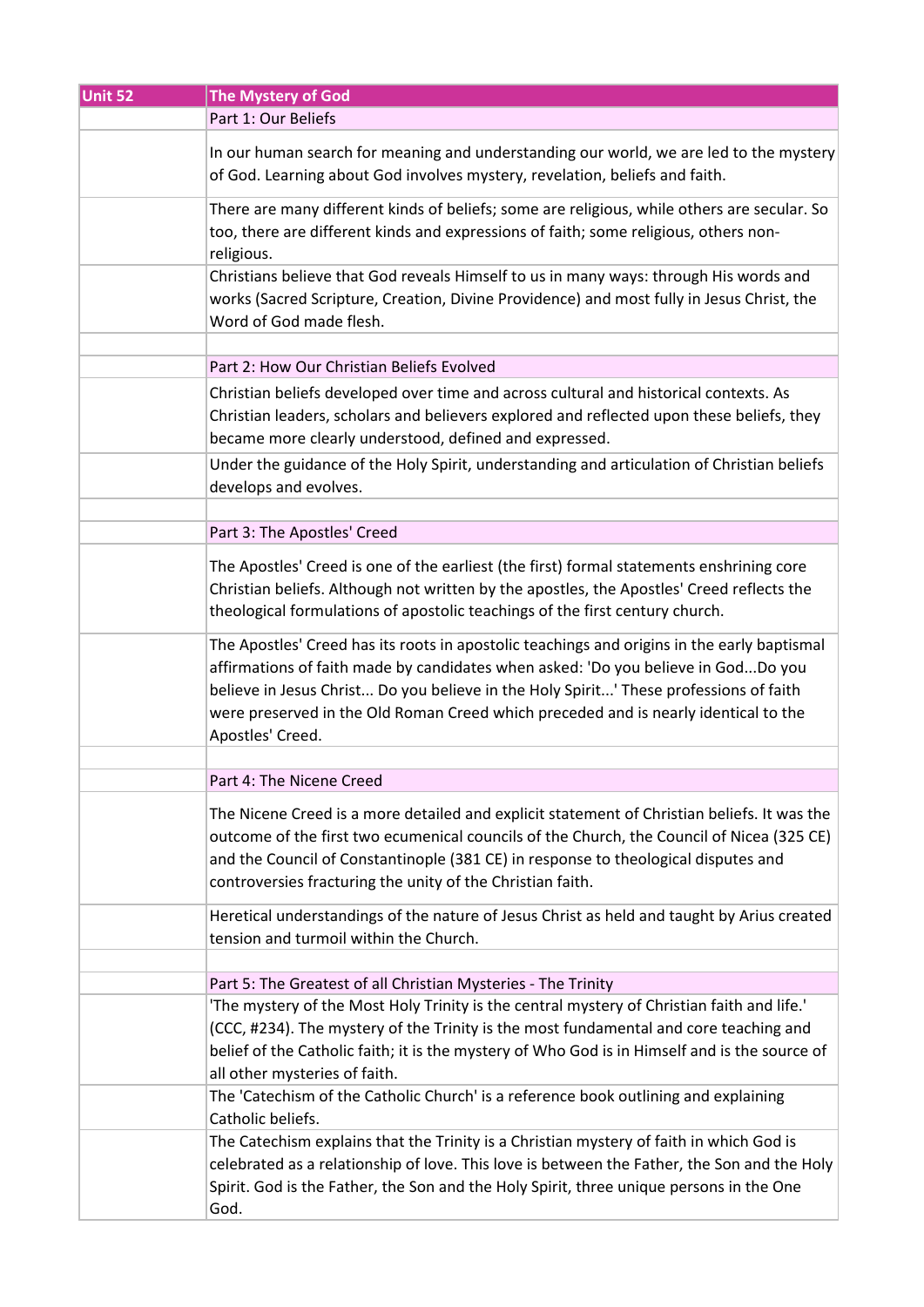| Unit 52 | The Mystery of God |
|---|---|
| | Part 1: Our Beliefs |
| | In our human search for meaning and understanding our world, we are led to the mystery of God. Learning about God involves mystery, revelation, beliefs and faith. |
| | There are many different kinds of beliefs; some are religious, while others are secular. So too, there are different kinds and expressions of faith; some religious, others non-religious. |
| | Christians believe that God reveals Himself to us in many ways: through His words and works (Sacred Scripture, Creation, Divine Providence) and most fully in Jesus Christ, the Word of God made flesh. |
| | |
| | Part 2: How Our Christian Beliefs Evolved |
| | Christian beliefs developed over time and across cultural and historical contexts. As Christian leaders, scholars and believers explored and reflected upon these beliefs, they became more clearly understood, defined and expressed. |
| | Under the guidance of the Holy Spirit, understanding and articulation of Christian beliefs develops and evolves. |
| | |
| | Part 3: The Apostles' Creed |
| | The Apostles' Creed is one of the earliest (the first) formal statements enshrining core Christian beliefs. Although not written by the apostles, the Apostles' Creed reflects the theological formulations of apostolic teachings of the first century church. |
| | The Apostles' Creed has its roots in apostolic teachings and origins in the early baptismal affirmations of faith made by candidates when asked: 'Do you believe in God...Do you believe in Jesus Christ... Do you believe in the Holy Spirit...' These professions of faith were preserved in the Old Roman Creed which preceded and is nearly identical to the Apostles' Creed. |
| | |
| | Part 4: The Nicene Creed |
| | The Nicene Creed is a more detailed and explicit statement of Christian beliefs. It was the outcome of the first two ecumenical councils of the Church, the Council of Nicea (325 CE) and the Council of Constantinople (381 CE) in response to theological disputes and controversies fracturing the unity of the Christian faith. |
| | Heretical understandings of the nature of Jesus Christ as held and taught by Arius created tension and turmoil within the Church. |
| | |
| | Part 5: The Greatest of all Christian Mysteries - The Trinity |
| | 'The mystery of the Most Holy Trinity is the central mystery of Christian faith and life.' (CCC, #234). The mystery of the Trinity is the most fundamental and core teaching and belief of the Catholic faith; it is the mystery of Who God is in Himself and is the source of all other mysteries of faith. |
| | The 'Catechism of the Catholic Church' is a reference book outlining and explaining Catholic beliefs. |
| | The Catechism explains that the Trinity is a Christian mystery of faith in which God is celebrated as a relationship of love. This love is between the Father, the Son and the Holy Spirit. God is the Father, the Son and the Holy Spirit, three unique persons in the One God. |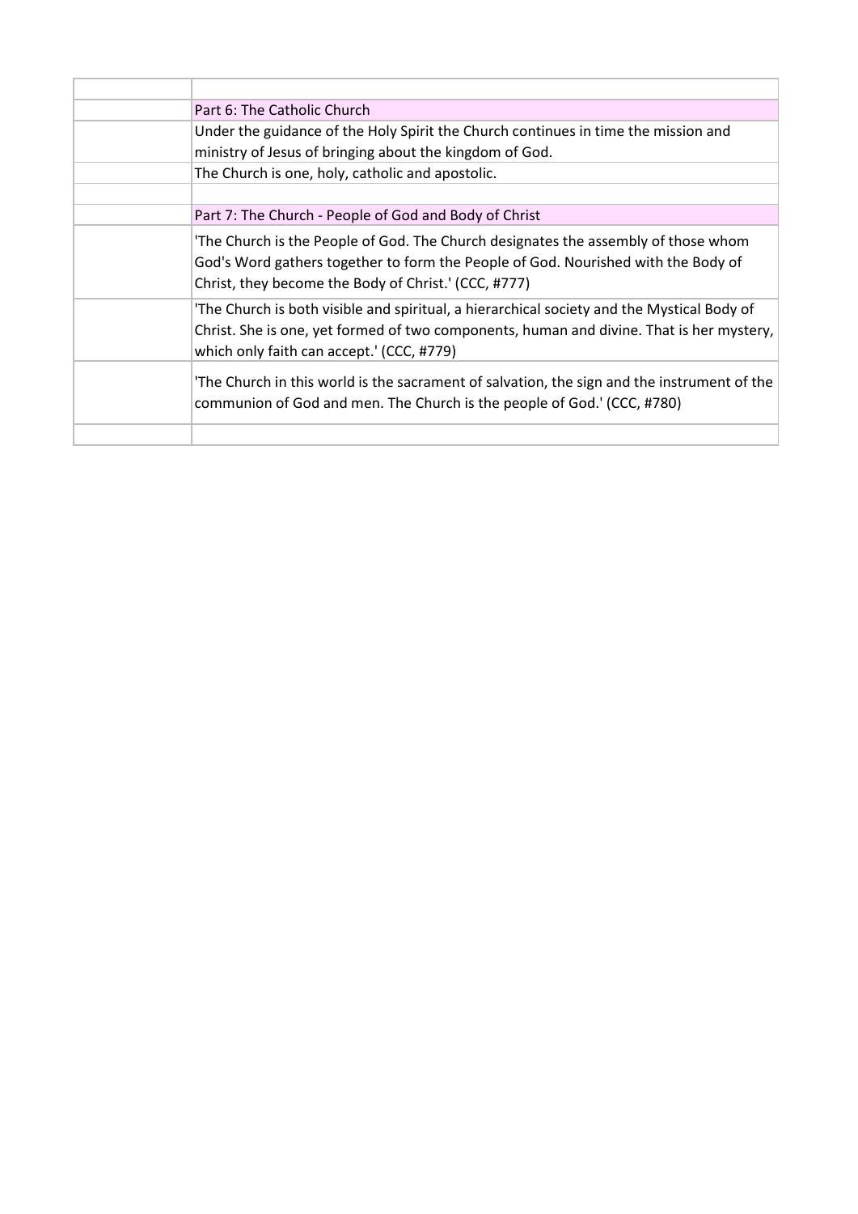| | |
|---|---|
| | Part 6: The Catholic Church |
| | Under the guidance of the Holy Spirit the Church continues in time the mission and ministry of Jesus of bringing about the kingdom of God. |
| | The Church is one, holy, catholic and apostolic. |
| | |
| | Part 7: The Church - People of God and Body of Christ |
| | 'The Church is the People of God. The Church designates the assembly of those whom God's Word gathers together to form the People of God. Nourished with the Body of Christ, they become the Body of Christ.' (CCC, #777) |
| | 'The Church is both visible and spiritual, a hierarchical society and the Mystical Body of Christ. She is one, yet formed of two components, human and divine. That is her mystery, which only faith can accept.' (CCC, #779) |
| | 'The Church in this world is the sacrament of salvation, the sign and the instrument of the communion of God and men. The Church is the people of God.' (CCC, #780) |
| | |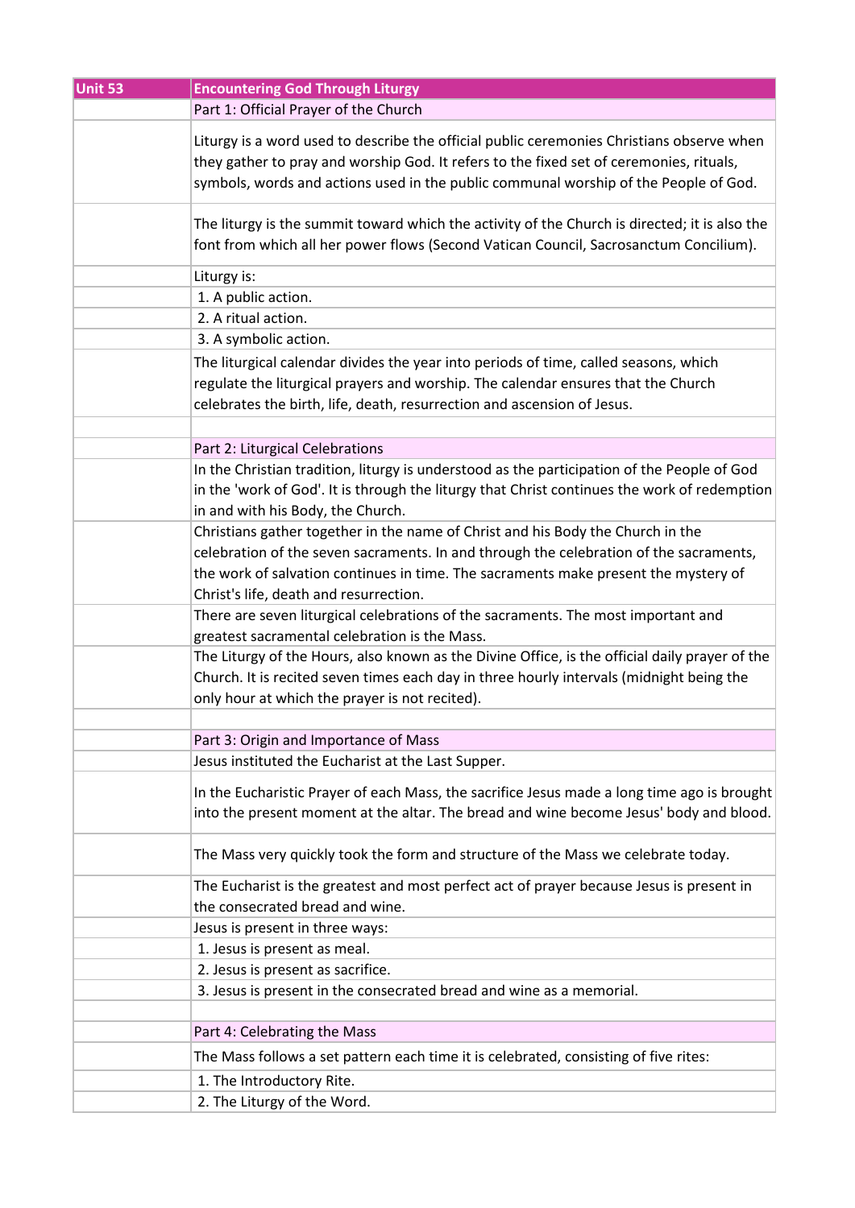| Unit 53 | Encountering God Through Liturgy |
|---|---|
| | Part 1: Official Prayer of the Church |
| | Liturgy is a word used to describe the official public ceremonies Christians observe when they gather to pray and worship God. It refers to the fixed set of ceremonies, rituals, symbols, words and actions used in the public communal worship of the People of God. |
| | The liturgy is the summit toward which the activity of the Church is directed; it is also the font from which all her power flows (Second Vatican Council, Sacrosanctum Concilium). |
| | Liturgy is: |
| | 1. A public action. |
| | 2. A ritual action. |
| | 3. A symbolic action. |
| | The liturgical calendar divides the year into periods of time, called seasons, which regulate the liturgical prayers and worship. The calendar ensures that the Church celebrates the birth, life, death, resurrection and ascension of Jesus. |
| | |
| | Part 2: Liturgical Celebrations |
| | In the Christian tradition, liturgy is understood as the participation of the People of God in the 'work of God'. It is through the liturgy that Christ continues the work of redemption in and with his Body, the Church. |
| | Christians gather together in the name of Christ and his Body the Church in the celebration of the seven sacraments. In and through the celebration of the sacraments, the work of salvation continues in time. The sacraments make present the mystery of Christ's life, death and resurrection. |
| | There are seven liturgical celebrations of the sacraments. The most important and greatest sacramental celebration is the Mass. |
| | The Liturgy of the Hours, also known as the Divine Office, is the official daily prayer of the Church. It is recited seven times each day in three hourly intervals (midnight being the only hour at which the prayer is not recited). |
| | |
| | Part 3: Origin and Importance of Mass |
| | Jesus instituted the Eucharist at the Last Supper. |
| | In the Eucharistic Prayer of each Mass, the sacrifice Jesus made a long time ago is brought into the present moment at the altar. The bread and wine become Jesus' body and blood. |
| | The Mass very quickly took the form and structure of the Mass we celebrate today. |
| | The Eucharist is the greatest and most perfect act of prayer because Jesus is present in the consecrated bread and wine. |
| | Jesus is present in three ways: |
| | 1. Jesus is present as meal. |
| | 2. Jesus is present as sacrifice. |
| | 3. Jesus is present in the consecrated bread and wine as a memorial. |
| | |
| | Part 4: Celebrating the Mass |
| | The Mass follows a set pattern each time it is celebrated, consisting of five rites: |
| | 1. The Introductory Rite. |
| | 2. The Liturgy of the Word. |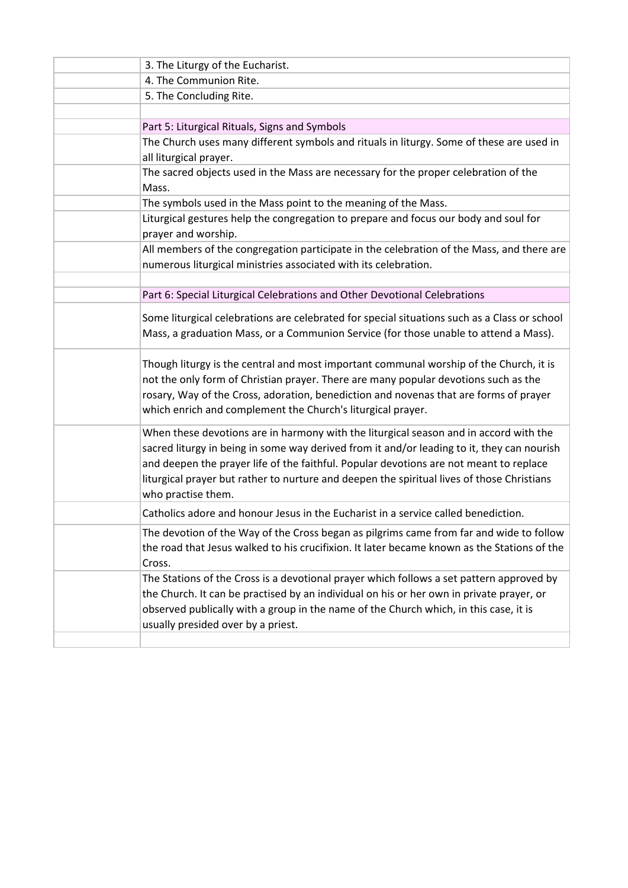| | |
|---|---|
| | 3. The Liturgy of the Eucharist. |
| | 4. The Communion Rite. |
| | 5. The Concluding Rite. |
| | |
| | Part 5: Liturgical Rituals, Signs and Symbols |
| | The Church uses many different symbols and rituals in liturgy. Some of these are used in all liturgical prayer. |
| | The sacred objects used in the Mass are necessary for the proper celebration of the Mass. |
| | The symbols used in the Mass point to the meaning of the Mass. |
| | Liturgical gestures help the congregation to prepare and focus our body and soul for prayer and worship. |
| | All members of the congregation participate in the celebration of the Mass, and there are numerous liturgical ministries associated with its celebration. |
| | |
| | Part 6: Special Liturgical Celebrations and Other Devotional Celebrations |
| | Some liturgical celebrations are celebrated for special situations such as a Class or school Mass, a graduation Mass, or a Communion Service (for those unable to attend a Mass). |
| | Though liturgy is the central and most important communal worship of the Church, it is not the only form of Christian prayer. There are many popular devotions such as the rosary, Way of the Cross, adoration, benediction and novenas that are forms of prayer which enrich and complement the Church's liturgical prayer. |
| | When these devotions are in harmony with the liturgical season and in accord with the sacred liturgy in being in some way derived from it and/or leading to it, they can nourish and deepen the prayer life of the faithful. Popular devotions are not meant to replace liturgical prayer but rather to nurture and deepen the spiritual lives of those Christians who practise them. |
| | Catholics adore and honour Jesus in the Eucharist in a service called benediction. |
| | The devotion of the Way of the Cross began as pilgrims came from far and wide to follow the road that Jesus walked to his crucifixion. It later became known as the Stations of the Cross. |
| | The Stations of the Cross is a devotional prayer which follows a set pattern approved by the Church. It can be practised by an individual on his or her own in private prayer, or observed publically with a group in the name of the Church which, in this case, it is usually presided over by a priest. |
| | |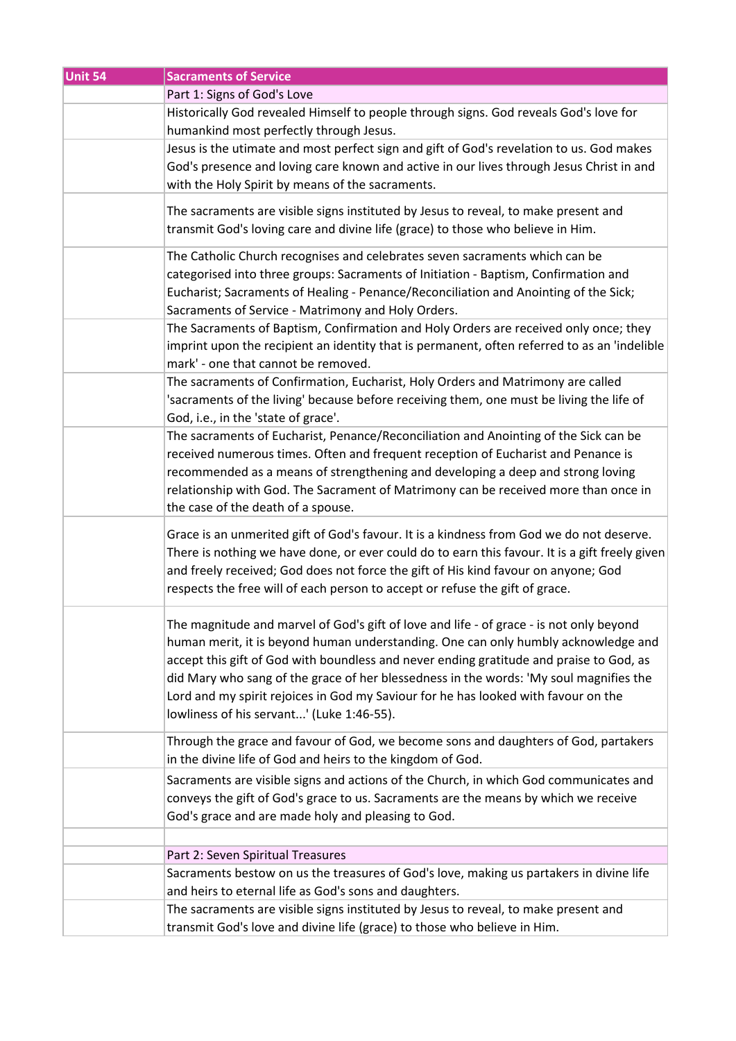| Unit 54 | Sacraments of Service |
| --- | --- |
| | Part 1: Signs of God's Love |
| | Historically God revealed Himself to people through signs. God reveals God's love for humankind most perfectly through Jesus. |
| | Jesus is the utimate and most perfect sign and gift of God's revelation to us. God makes God's presence and loving care known and active in our lives through Jesus Christ in and with the Holy Spirit by means of the sacraments. |
| | The sacraments are visible signs instituted by Jesus to reveal, to make present and transmit God's loving care and divine life (grace) to those who believe in Him. |
| | The Catholic Church recognises and celebrates seven sacraments which can be categorised into three groups: Sacraments of Initiation - Baptism, Confirmation and Eucharist; Sacraments of Healing - Penance/Reconciliation and Anointing of the Sick; Sacraments of Service - Matrimony and Holy Orders. |
| | The Sacraments of Baptism, Confirmation and Holy Orders are received only once; they imprint upon the recipient an identity that is permanent, often referred to as an 'indelible mark' - one that cannot be removed. |
| | The sacraments of Confirmation, Eucharist, Holy Orders and Matrimony are called 'sacraments of the living' because before receiving them, one must be living the life of God, i.e., in the 'state of grace'. |
| | The sacraments of Eucharist, Penance/Reconciliation and Anointing of the Sick can be received numerous times. Often and frequent reception of Eucharist and Penance is recommended as a means of strengthening and developing a deep and strong loving relationship with God. The Sacrament of Matrimony can be received more than once in the case of the death of a spouse. |
| | Grace is an unmerited gift of God's favour. It is a kindness from God we do not deserve. There is nothing we have done, or ever could do to earn this favour. It is a gift freely given and freely received; God does not force the gift of His kind favour on anyone; God respects the free will of each person to accept or refuse the gift of grace. |
| | The magnitude and marvel of God's gift of love and life - of grace - is not only beyond human merit, it is beyond human understanding. One can only humbly acknowledge and accept this gift of God with boundless and never ending gratitude and praise to God, as did Mary who sang of the grace of her blessedness in the words: 'My soul magnifies the Lord and my spirit rejoices in God my Saviour for he has looked with favour on the lowliness of his servant...' (Luke 1:46-55). |
| | Through the grace and favour of God, we become sons and daughters of God, partakers in the divine life of God and heirs to the kingdom of God. |
| | Sacraments are visible signs and actions of the Church, in which God communicates and conveys the gift of God's grace to us. Sacraments are the means by which we receive God's grace and are made holy and pleasing to God. |
| | |
| | Part 2: Seven Spiritual Treasures |
| | Sacraments bestow on us the treasures of God's love, making us partakers in divine life and heirs to eternal life as God's sons and daughters. |
| | The sacraments are visible signs instituted by Jesus to reveal, to make present and transmit God's love and divine life (grace) to those who believe in Him. |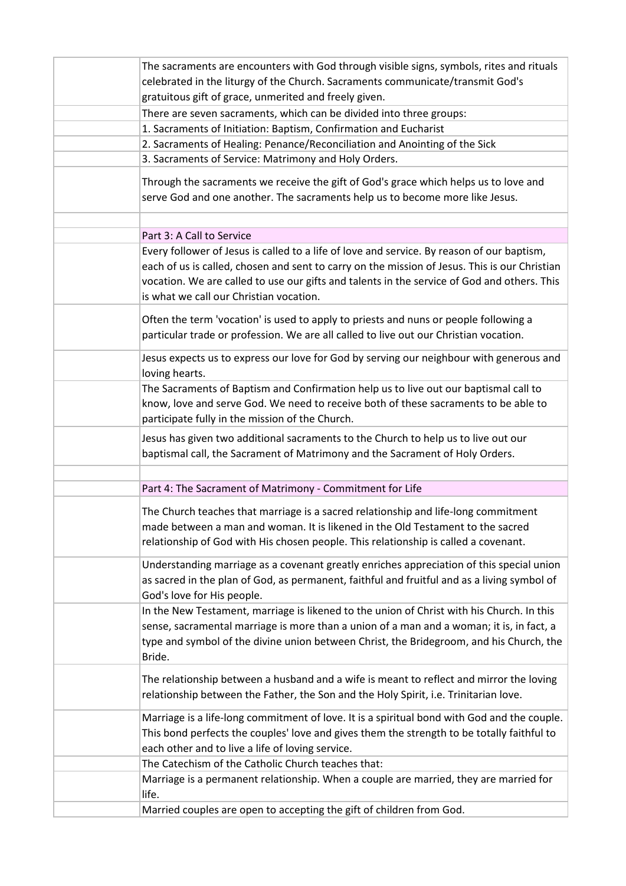The sacraments are encounters with God through visible signs, symbols, rites and rituals celebrated in the liturgy of the Church. Sacraments communicate/transmit God's gratuitous gift of grace, unmerited and freely given.

There are seven sacraments, which can be divided into three groups:

1. Sacraments of Initiation: Baptism, Confirmation and Eucharist
2. Sacraments of Healing: Penance/Reconciliation and Anointing of the Sick
3. Sacraments of Service: Matrimony and Holy Orders.

Through the sacraments we receive the gift of God's grace which helps us to love and serve God and one another. The sacraments help us to become more like Jesus.

## Part 3: A Call to Service

Every follower of Jesus is called to a life of love and service. By reason of our baptism, each of us is called, chosen and sent to carry on the mission of Jesus. This is our Christian vocation. We are called to use our gifts and talents in the service of God and others. This is what we call our Christian vocation.

Often the term 'vocation' is used to apply to priests and nuns or people following a particular trade or profession. We are all called to live out our Christian vocation.

Jesus expects us to express our love for God by serving our neighbour with generous and loving hearts.

The Sacraments of Baptism and Confirmation help us to live out our baptismal call to know, love and serve God. We need to receive both of these sacraments to be able to participate fully in the mission of the Church.

Jesus has given two additional sacraments to the Church to help us to live out our baptismal call, the Sacrament of Matrimony and the Sacrament of Holy Orders.

## Part 4: The Sacrament of Matrimony - Commitment for Life

The Church teaches that marriage is a sacred relationship and life-long commitment made between a man and woman. It is likened in the Old Testament to the sacred relationship of God with His chosen people. This relationship is called a covenant.

Understanding marriage as a covenant greatly enriches appreciation of this special union as sacred in the plan of God, as permanent, faithful and fruitful and as a living symbol of God's love for His people.

In the New Testament, marriage is likened to the union of Christ with his Church. In this sense, sacramental marriage is more than a union of a man and a woman; it is, in fact, a type and symbol of the divine union between Christ, the Bridegroom, and his Church, the Bride.

The relationship between a husband and a wife is meant to reflect and mirror the loving relationship between the Father, the Son and the Holy Spirit, i.e. Trinitarian love.

Marriage is a life-long commitment of love. It is a spiritual bond with God and the couple. This bond perfects the couples' love and gives them the strength to be totally faithful to each other and to live a life of loving service.

The Catechism of the Catholic Church teaches that:

Marriage is a permanent relationship. When a couple are married, they are married for life.

Married couples are open to accepting the gift of children from God.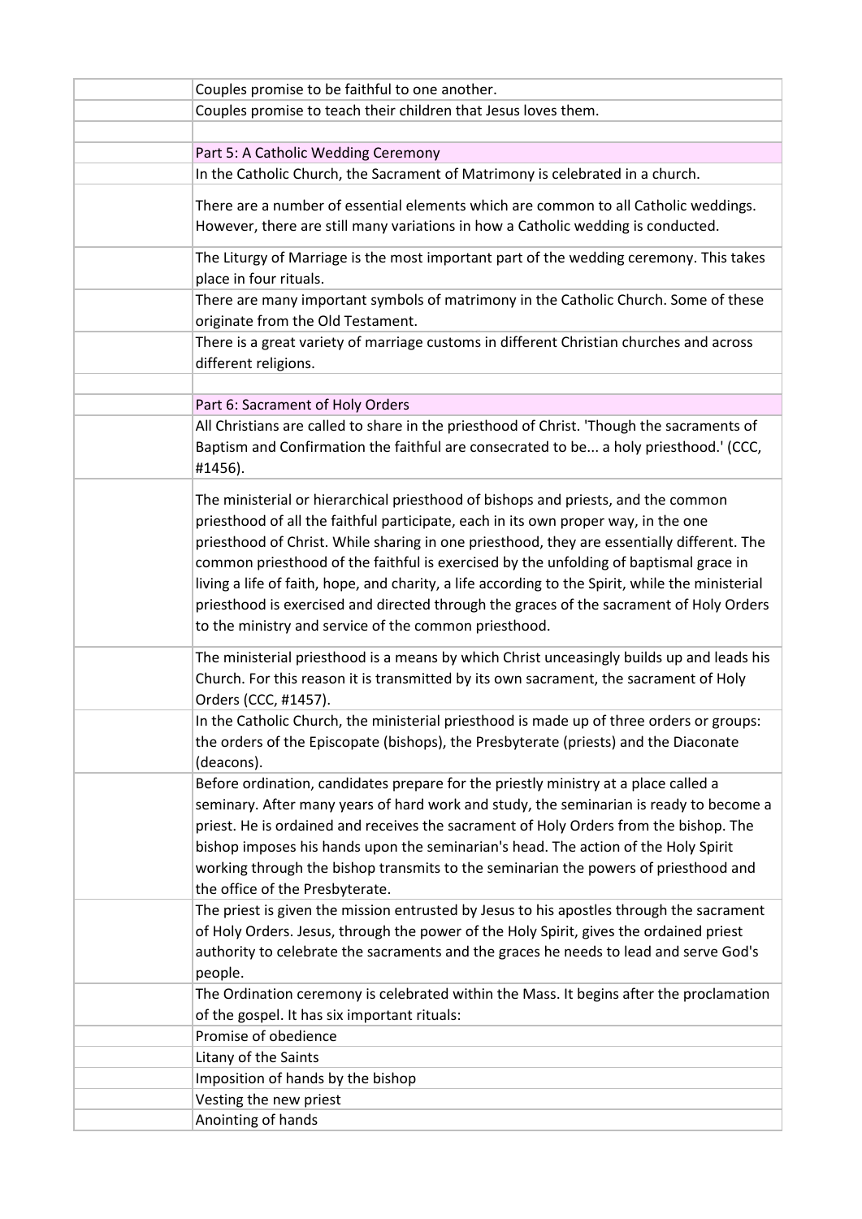| | |
|---|---|
| | Couples promise to be faithful to one another. |
| | Couples promise to teach their children that Jesus loves them. |
| | |
| | Part 5: A Catholic Wedding Ceremony |
| | In the Catholic Church, the Sacrament of Matrimony is celebrated in a church. |
| | There are a number of essential elements which are common to all Catholic weddings. However, there are still many variations in how a Catholic wedding is conducted. |
| | The Liturgy of Marriage is the most important part of the wedding ceremony. This takes place in four rituals. |
| | There are many important symbols of matrimony in the Catholic Church. Some of these originate from the Old Testament. |
| | There is a great variety of marriage customs in different Christian churches and across different religions. |
| | |
| | Part 6: Sacrament of Holy Orders |
| | All Christians are called to share in the priesthood of Christ. 'Though the sacraments of Baptism and Confirmation the faithful are consecrated to be... a holy priesthood.' (CCC, #1456). |
| | The ministerial or hierarchical priesthood of bishops and priests, and the common priesthood of all the faithful participate, each in its own proper way, in the one priesthood of Christ. While sharing in one priesthood, they are essentially different. The common priesthood of the faithful is exercised by the unfolding of baptismal grace in living a life of faith, hope, and charity, a life according to the Spirit, while the ministerial priesthood is exercised and directed through the graces of the sacrament of Holy Orders to the ministry and service of the common priesthood. |
| | The ministerial priesthood is a means by which Christ unceasingly builds up and leads his Church. For this reason it is transmitted by its own sacrament, the sacrament of Holy Orders (CCC, #1457). |
| | In the Catholic Church, the ministerial priesthood is made up of three orders or groups: the orders of the Episcopate (bishops), the Presbyterate (priests) and the Diaconate (deacons). |
| | Before ordination, candidates prepare for the priestly ministry at a place called a seminary. After many years of hard work and study, the seminarian is ready to become a priest. He is ordained and receives the sacrament of Holy Orders from the bishop. The bishop imposes his hands upon the seminarian's head. The action of the Holy Spirit working through the bishop transmits to the seminarian the powers of priesthood and the office of the Presbyterate. |
| | The priest is given the mission entrusted by Jesus to his apostles through the sacrament of Holy Orders. Jesus, through the power of the Holy Spirit, gives the ordained priest authority to celebrate the sacraments and the graces he needs to lead and serve God's people. |
| | The Ordination ceremony is celebrated within the Mass. It begins after the proclamation of the gospel. It has six important rituals: |
| | Promise of obedience |
| | Litany of the Saints |
| | Imposition of hands by the bishop |
| | Vesting the new priest |
| | Anointing of hands |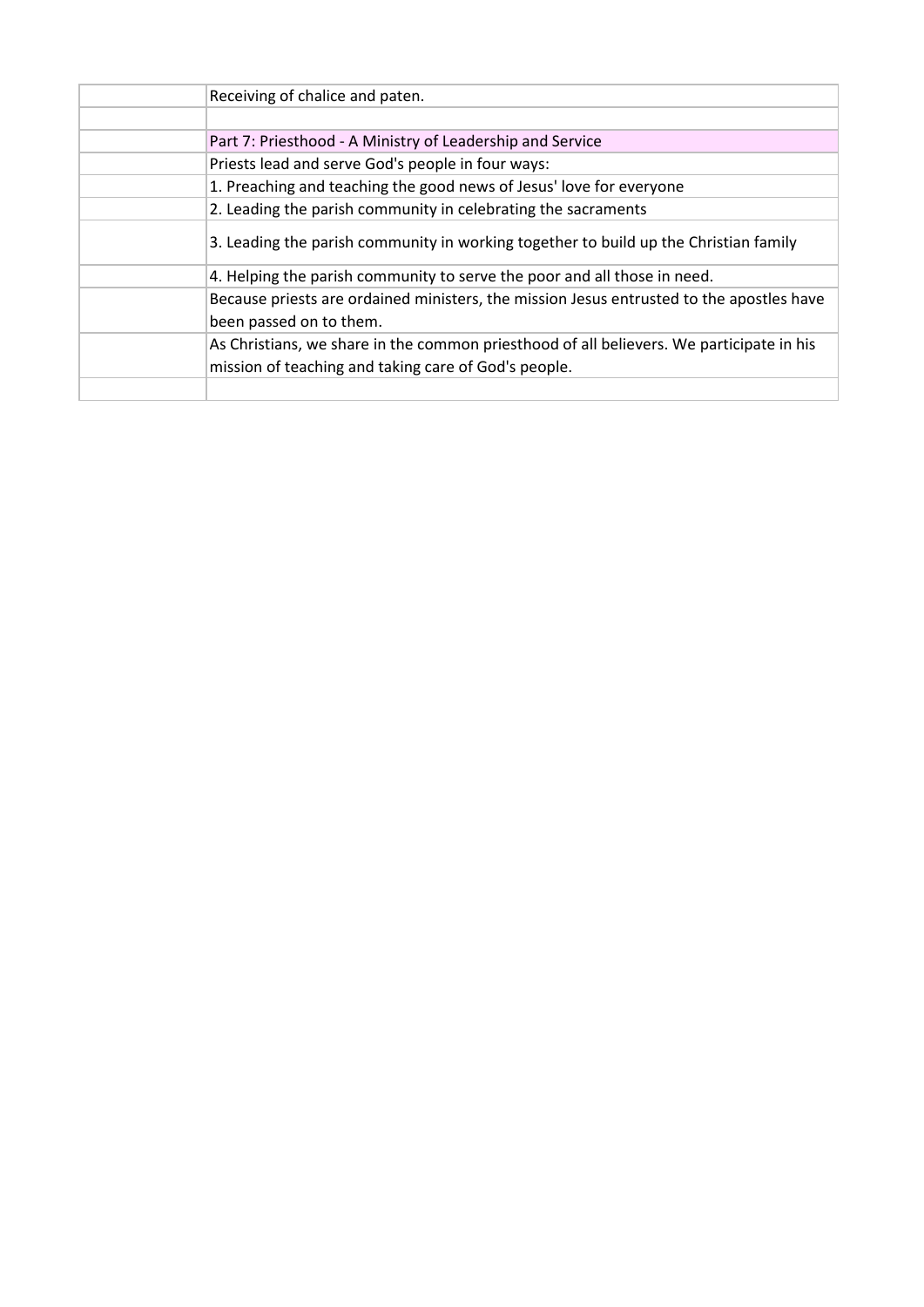| | |
|---|---|
| | Receiving of chalice and paten. |
| | |
| | Part 7: Priesthood - A Ministry of Leadership and Service |
| | Priests lead and serve God's people in four ways: |
| | 1. Preaching and teaching the good news of Jesus' love for everyone |
| | 2. Leading the parish community in celebrating the sacraments |
| | 3. Leading the parish community in working together to build up the Christian family |
| | 4. Helping the parish community to serve the poor and all those in need. |
| | Because priests are ordained ministers, the mission Jesus entrusted to the apostles have been passed on to them. |
| | As Christians, we share in the common priesthood of all believers. We participate in his mission of teaching and taking care of God's people. |
| | |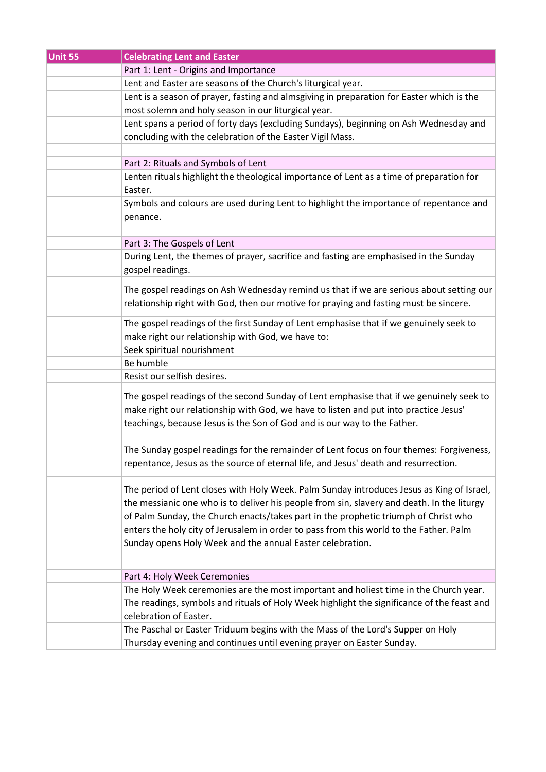| Unit 55 | Celebrating Lent and Easter |
|---|---|
| | Part 1: Lent - Origins and Importance |
| | Lent and Easter are seasons of the Church's liturgical year. |
| | Lent is a season of prayer, fasting and almsgiving in preparation for Easter which is the most solemn and holy season in our liturgical year. |
| | Lent spans a period of forty days (excluding Sundays), beginning on Ash Wednesday and concluding with the celebration of the Easter Vigil Mass. |
| | |
| | Part 2: Rituals and Symbols of Lent |
| | Lenten rituals highlight the theological importance of Lent as a time of preparation for Easter. |
| | Symbols and colours are used during Lent to highlight the importance of repentance and penance. |
| | |
| | Part 3: The Gospels of Lent |
| | During Lent, the themes of prayer, sacrifice and fasting are emphasised in the Sunday gospel readings. |
| | The gospel readings on Ash Wednesday remind us that if we are serious about setting our relationship right with God, then our motive for praying and fasting must be sincere. |
| | The gospel readings of the first Sunday of Lent emphasise that if we genuinely seek to make right our relationship with God, we have to: |
| | Seek spiritual nourishment |
| | Be humble |
| | Resist our selfish desires. |
| | The gospel readings of the second Sunday of Lent emphasise that if we genuinely seek to make right our relationship with God, we have to listen and put into practice Jesus' teachings, because Jesus is the Son of God and is our way to the Father. |
| | The Sunday gospel readings for the remainder of Lent focus on four themes: Forgiveness, repentance, Jesus as the source of eternal life, and Jesus' death and resurrection. |
| | The period of Lent closes with Holy Week. Palm Sunday introduces Jesus as King of Israel, the messianic one who is to deliver his people from sin, slavery and death. In the liturgy of Palm Sunday, the Church enacts/takes part in the prophetic triumph of Christ who enters the holy city of Jerusalem in order to pass from this world to the Father. Palm Sunday opens Holy Week and the annual Easter celebration. |
| | |
| | Part 4: Holy Week Ceremonies |
| | The Holy Week ceremonies are the most important and holiest time in the Church year. The readings, symbols and rituals of Holy Week highlight the significance of the feast and celebration of Easter. |
| | The Paschal or Easter Triduum begins with the Mass of the Lord's Supper on Holy Thursday evening and continues until evening prayer on Easter Sunday. |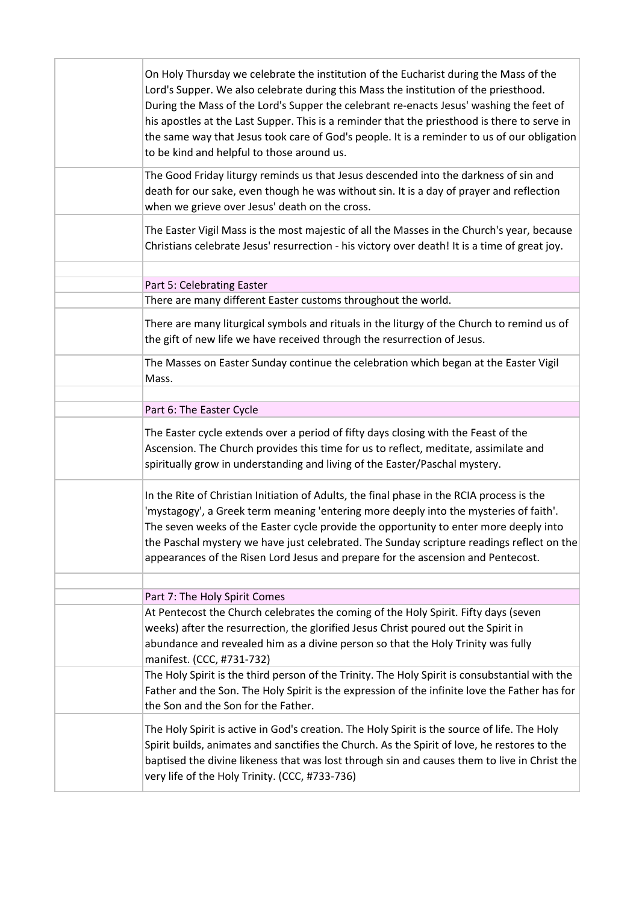| | |
|---|---|
| | On Holy Thursday we celebrate the institution of the Eucharist during the Mass of the Lord's Supper. We also celebrate during this Mass the institution of the priesthood. During the Mass of the Lord's Supper the celebrant re-enacts Jesus' washing the feet of his apostles at the Last Supper. This is a reminder that the priesthood is there to serve in the same way that Jesus took care of God's people. It is a reminder to us of our obligation to be kind and helpful to those around us. |
| | The Good Friday liturgy reminds us that Jesus descended into the darkness of sin and death for our sake, even though he was without sin. It is a day of prayer and reflection when we grieve over Jesus' death on the cross. |
| | The Easter Vigil Mass is the most majestic of all the Masses in the Church's year, because Christians celebrate Jesus' resurrection - his victory over death! It is a time of great joy. |
| | |
| | Part 5: Celebrating Easter |
| | There are many different Easter customs throughout the world. |
| | There are many liturgical symbols and rituals in the liturgy of the Church to remind us of the gift of new life we have received through the resurrection of Jesus. |
| | The Masses on Easter Sunday continue the celebration which began at the Easter Vigil Mass. |
| | |
| | Part 6: The Easter Cycle |
| | The Easter cycle extends over a period of fifty days closing with the Feast of the Ascension. The Church provides this time for us to reflect, meditate, assimilate and spiritually grow in understanding and living of the Easter/Paschal mystery. |
| | In the Rite of Christian Initiation of Adults, the final phase in the RCIA process is the 'mystagogy', a Greek term meaning 'entering more deeply into the mysteries of faith'. The seven weeks of the Easter cycle provide the opportunity to enter more deeply into the Paschal mystery we have just celebrated. The Sunday scripture readings reflect on the appearances of the Risen Lord Jesus and prepare for the ascension and Pentecost. |
| | |
| | Part 7: The Holy Spirit Comes |
| | At Pentecost the Church celebrates the coming of the Holy Spirit. Fifty days (seven weeks) after the resurrection, the glorified Jesus Christ poured out the Spirit in abundance and revealed him as a divine person so that the Holy Trinity was fully manifest. (CCC, #731-732) |
| | The Holy Spirit is the third person of the Trinity. The Holy Spirit is consubstantial with the Father and the Son. The Holy Spirit is the expression of the infinite love the Father has for the Son and the Son for the Father. |
| | The Holy Spirit is active in God's creation. The Holy Spirit is the source of life. The Holy Spirit builds, animates and sanctifies the Church. As the Spirit of love, he restores to the baptised the divine likeness that was lost through sin and causes them to live in Christ the very life of the Holy Trinity. (CCC, #733-736) |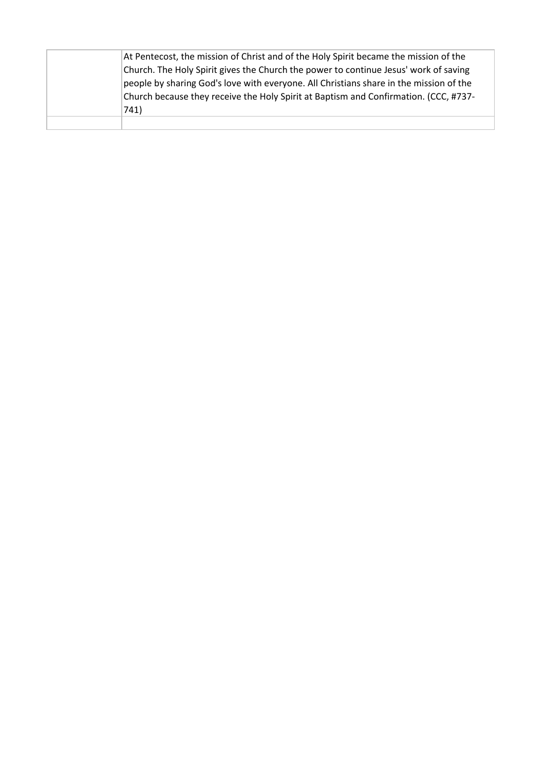| | |
|---|---|
| | At Pentecost, the mission of Christ and of the Holy Spirit became the mission of the Church. The Holy Spirit gives the Church the power to continue Jesus' work of saving people by sharing God's love with everyone. All Christians share in the mission of the Church because they receive the Holy Spirit at Baptism and Confirmation. (CCC, #737-741) |
| | |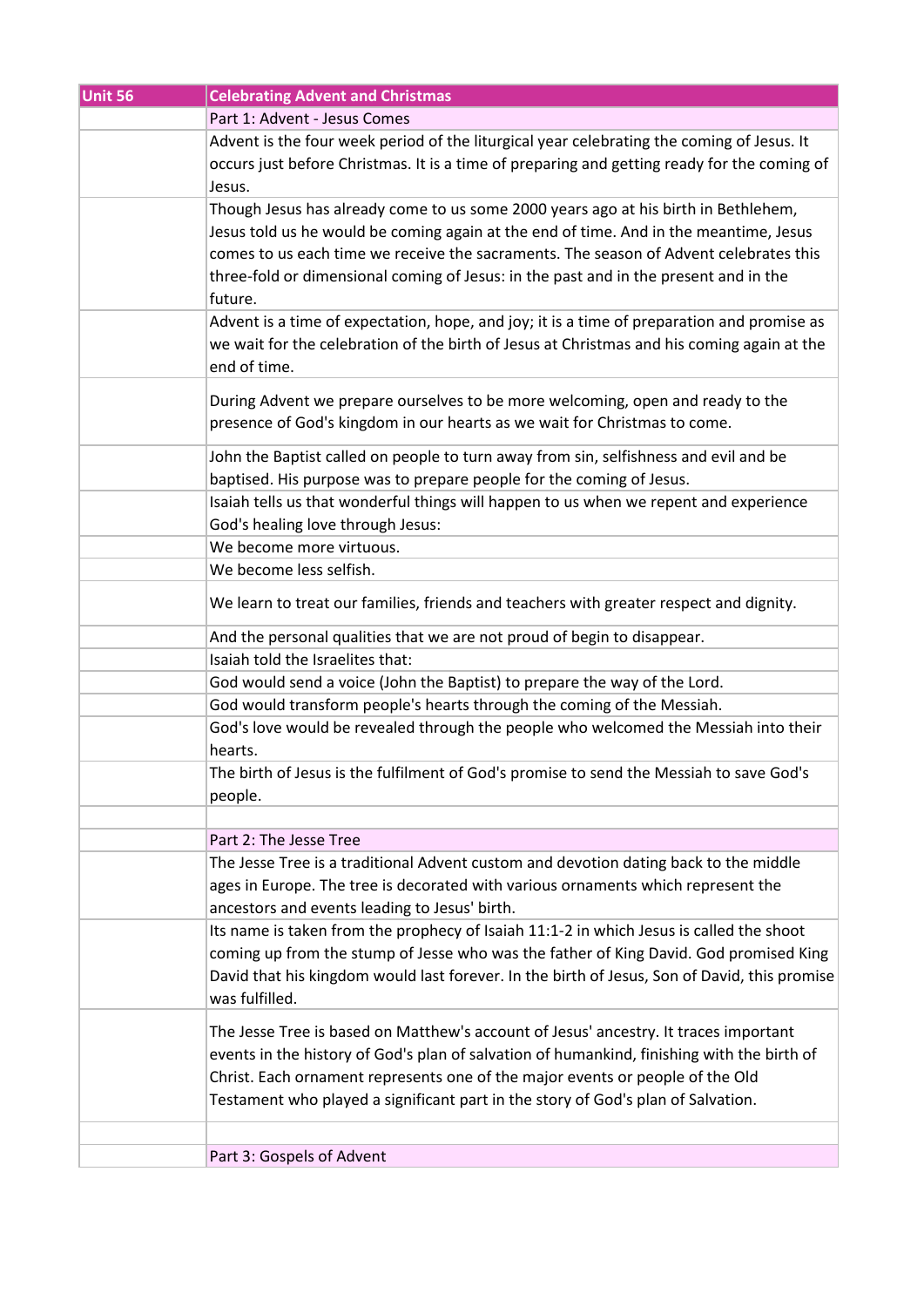| Unit 56 | Celebrating Advent and Christmas |
|---|---|
| | Part 1: Advent - Jesus Comes |
| | Advent is the four week period of the liturgical year celebrating the coming of Jesus. It occurs just before Christmas. It is a time of preparing and getting ready for the coming of Jesus. |
| | Though Jesus has already come to us some 2000 years ago at his birth in Bethlehem, Jesus told us he would be coming again at the end of time. And in the meantime, Jesus comes to us each time we receive the sacraments. The season of Advent celebrates this three-fold or dimensional coming of Jesus: in the past and in the present and in the future. |
| | Advent is a time of expectation, hope, and joy; it is a time of preparation and promise as we wait for the celebration of the birth of Jesus at Christmas and his coming again at the end of time. |
| | During Advent we prepare ourselves to be more welcoming, open and ready to the presence of God's kingdom in our hearts as we wait for Christmas to come. |
| | John the Baptist called on people to turn away from sin, selfishness and evil and be baptised. His purpose was to prepare people for the coming of Jesus. |
| | Isaiah tells us that wonderful things will happen to us when we repent and experience God's healing love through Jesus: |
| | We become more virtuous. |
| | We become less selfish. |
| | We learn to treat our families, friends and teachers with greater respect and dignity. |
| | And the personal qualities that we are not proud of begin to disappear. |
| | Isaiah told the Israelites that: |
| | God would send a voice (John the Baptist) to prepare the way of the Lord. |
| | God would transform people's hearts through the coming of the Messiah. |
| | God's love would be revealed through the people who welcomed the Messiah into their hearts. |
| | The birth of Jesus is the fulfilment of God's promise to send the Messiah to save God's people. |
| | |
| | Part 2: The Jesse Tree |
| | The Jesse Tree is a traditional Advent custom and devotion dating back to the middle ages in Europe. The tree is decorated with various ornaments which represent the ancestors and events leading to Jesus' birth. |
| | Its name is taken from the prophecy of Isaiah 11:1-2 in which Jesus is called the shoot coming up from the stump of Jesse who was the father of King David. God promised King David that his kingdom would last forever. In the birth of Jesus, Son of David, this promise was fulfilled. |
| | The Jesse Tree is based on Matthew's account of Jesus' ancestry. It traces important events in the history of God's plan of salvation of humankind, finishing with the birth of Christ. Each ornament represents one of the major events or people of the Old Testament who played a significant part in the story of God's plan of Salvation. |
| | |
| | Part 3: Gospels of Advent |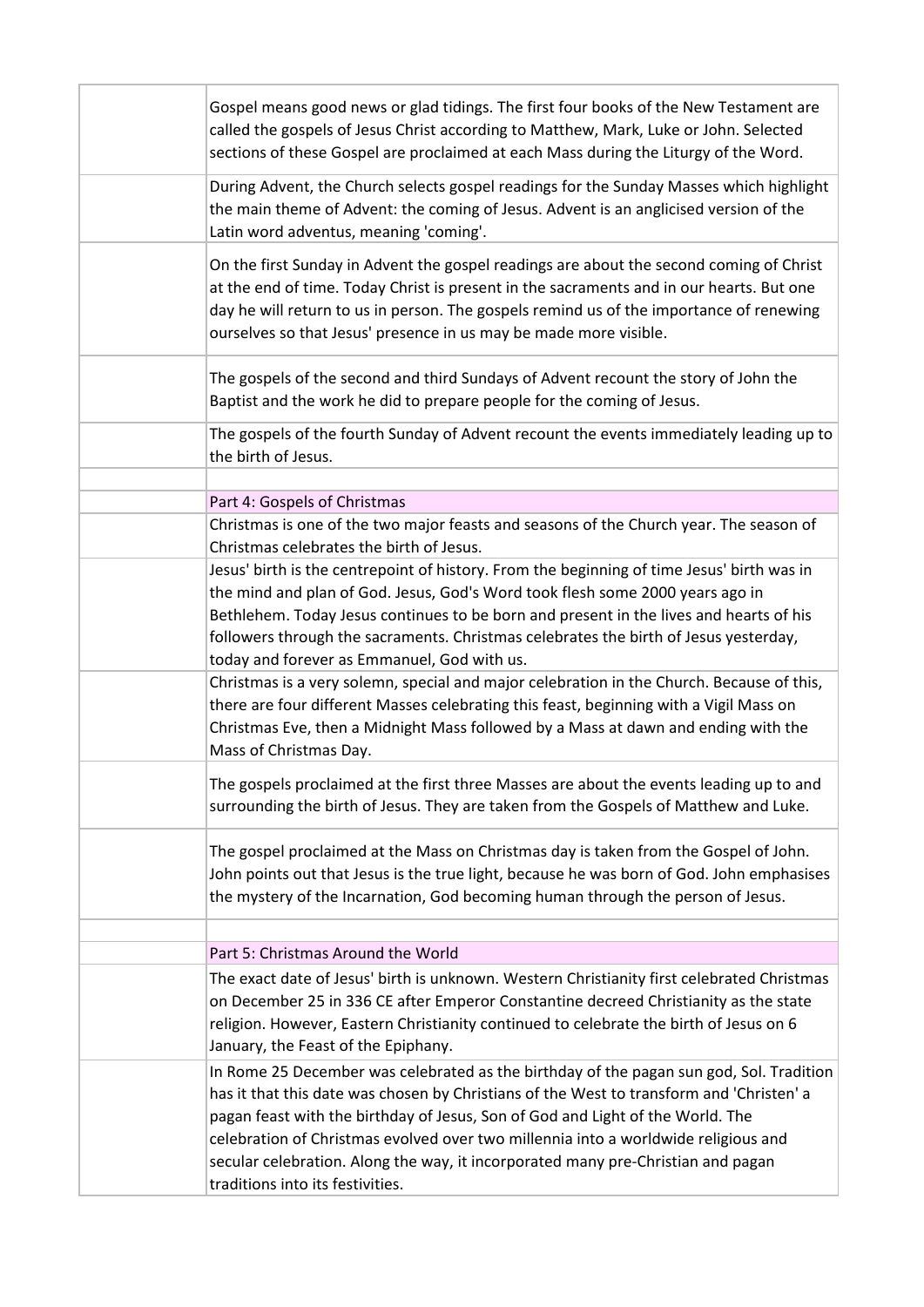Gospel means good news or glad tidings. The first four books of the New Testament are called the gospels of Jesus Christ according to Matthew, Mark, Luke or John. Selected sections of these Gospel are proclaimed at each Mass during the Liturgy of the Word.

During Advent, the Church selects gospel readings for the Sunday Masses which highlight the main theme of Advent: the coming of Jesus. Advent is an anglicised version of the Latin word adventus, meaning 'coming'.

On the first Sunday in Advent the gospel readings are about the second coming of Christ at the end of time. Today Christ is present in the sacraments and in our hearts. But one day he will return to us in person. The gospels remind us of the importance of renewing ourselves so that Jesus' presence in us may be made more visible.

The gospels of the second and third Sundays of Advent recount the story of John the Baptist and the work he did to prepare people for the coming of Jesus.

The gospels of the fourth Sunday of Advent recount the events immediately leading up to the birth of Jesus.

## Part 4: Gospels of Christmas

Christmas is one of the two major feasts and seasons of the Church year. The season of Christmas celebrates the birth of Jesus.

Jesus' birth is the centrepoint of history. From the beginning of time Jesus' birth was in the mind and plan of God. Jesus, God's Word took flesh some 2000 years ago in Bethlehem. Today Jesus continues to be born and present in the lives and hearts of his followers through the sacraments. Christmas celebrates the birth of Jesus yesterday, today and forever as Emmanuel, God with us.

Christmas is a very solemn, special and major celebration in the Church. Because of this, there are four different Masses celebrating this feast, beginning with a Vigil Mass on Christmas Eve, then a Midnight Mass followed by a Mass at dawn and ending with the Mass of Christmas Day.

The gospels proclaimed at the first three Masses are about the events leading up to and surrounding the birth of Jesus. They are taken from the Gospels of Matthew and Luke.

The gospel proclaimed at the Mass on Christmas day is taken from the Gospel of John. John points out that Jesus is the true light, because he was born of God. John emphasises the mystery of the Incarnation, God becoming human through the person of Jesus.

## Part 5: Christmas Around the World

The exact date of Jesus' birth is unknown. Western Christianity first celebrated Christmas on December 25 in 336 CE after Emperor Constantine decreed Christianity as the state religion. However, Eastern Christianity continued to celebrate the birth of Jesus on 6 January, the Feast of the Epiphany.

In Rome 25 December was celebrated as the birthday of the pagan sun god, Sol. Tradition has it that this date was chosen by Christians of the West to transform and 'Christen' a pagan feast with the birthday of Jesus, Son of God and Light of the World. The celebration of Christmas evolved over two millennia into a worldwide religious and secular celebration. Along the way, it incorporated many pre-Christian and pagan traditions into its festivities.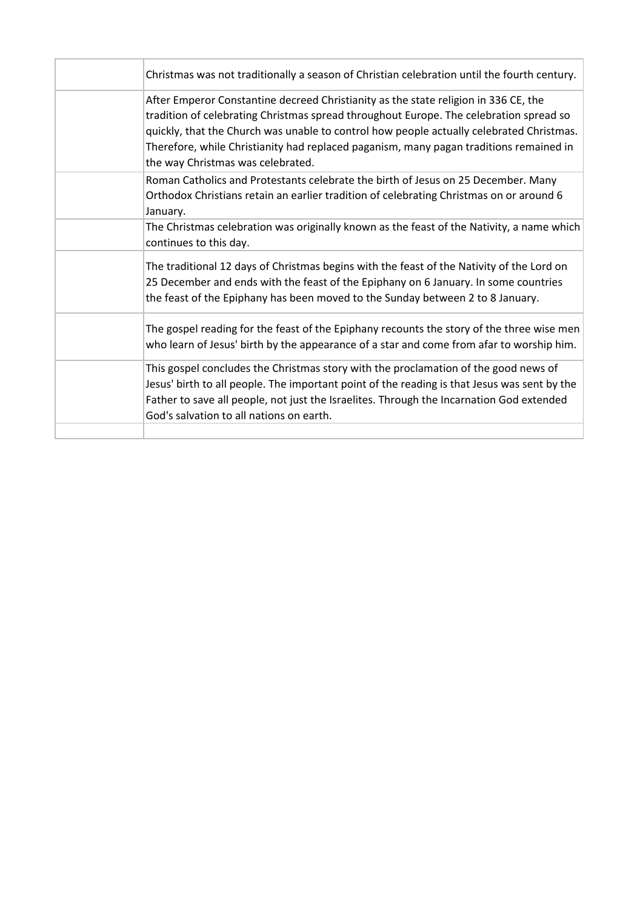| | |
|---|---|
| | Christmas was not traditionally a season of Christian celebration until the fourth century. |
| | After Emperor Constantine decreed Christianity as the state religion in 336 CE, the tradition of celebrating Christmas spread throughout Europe. The celebration spread so quickly, that the Church was unable to control how people actually celebrated Christmas. Therefore, while Christianity had replaced paganism, many pagan traditions remained in the way Christmas was celebrated. |
| | Roman Catholics and Protestants celebrate the birth of Jesus on 25 December. Many Orthodox Christians retain an earlier tradition of celebrating Christmas on or around 6 January. |
| | The Christmas celebration was originally known as the feast of the Nativity, a name which continues to this day. |
| | The traditional 12 days of Christmas begins with the feast of the Nativity of the Lord on 25 December and ends with the feast of the Epiphany on 6 January. In some countries the feast of the Epiphany has been moved to the Sunday between 2 to 8 January. |
| | The gospel reading for the feast of the Epiphany recounts the story of the three wise men who learn of Jesus' birth by the appearance of a star and come from afar to worship him. |
| | This gospel concludes the Christmas story with the proclamation of the good news of Jesus' birth to all people. The important point of the reading is that Jesus was sent by the Father to save all people, not just the Israelites. Through the Incarnation God extended God's salvation to all nations on earth. |
| | |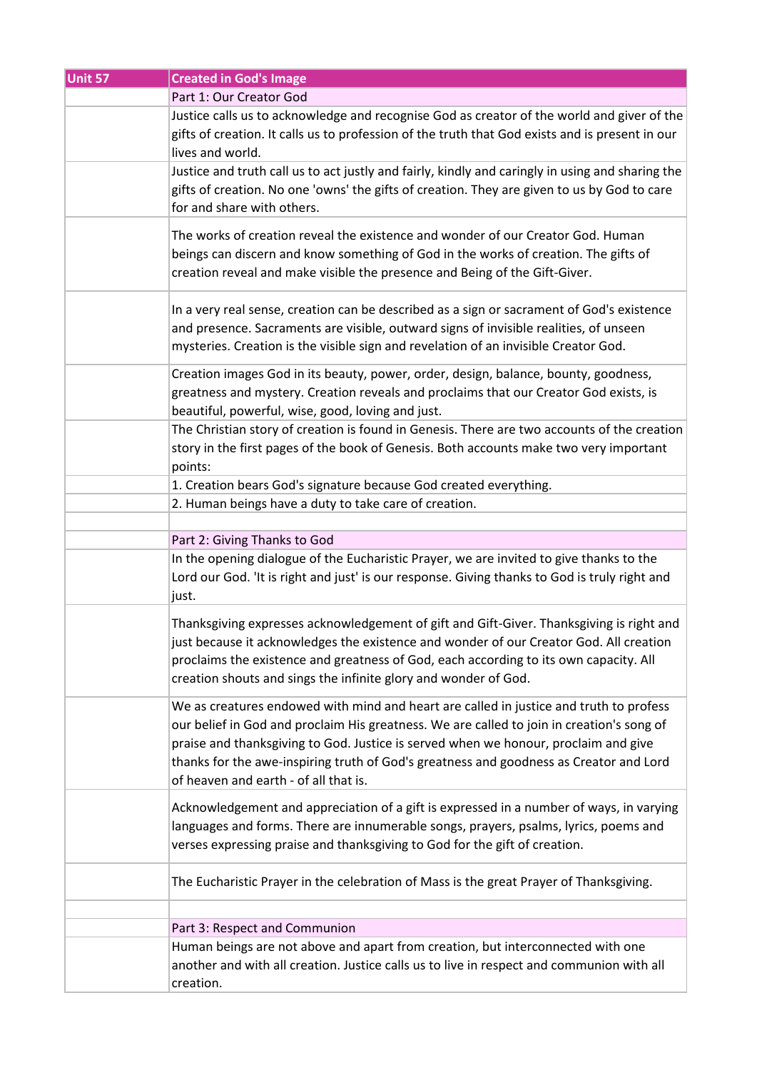| Unit 57 | Created in God's Image |
|---|---|
| | Part 1: Our Creator God |
| | Justice calls us to acknowledge and recognise God as creator of the world and giver of the gifts of creation. It calls us to profession of the truth that God exists and is present in our lives and world. |
| | Justice and truth call us to act justly and fairly, kindly and caringly in using and sharing the gifts of creation. No one 'owns' the gifts of creation. They are given to us by God to care for and share with others. |
| | The works of creation reveal the existence and wonder of our Creator God. Human beings can discern and know something of God in the works of creation. The gifts of creation reveal and make visible the presence and Being of the Gift-Giver. |
| | In a very real sense, creation can be described as a sign or sacrament of God's existence and presence. Sacraments are visible, outward signs of invisible realities, of unseen mysteries. Creation is the visible sign and revelation of an invisible Creator God. |
| | Creation images God in its beauty, power, order, design, balance, bounty, goodness, greatness and mystery. Creation reveals and proclaims that our Creator God exists, is beautiful, powerful, wise, good, loving and just. |
| | The Christian story of creation is found in Genesis. There are two accounts of the creation story in the first pages of the book of Genesis. Both accounts make two very important points: |
| | 1. Creation bears God's signature because God created everything. |
| | 2. Human beings have a duty to take care of creation. |
| | |
| | Part 2: Giving Thanks to God |
| | In the opening dialogue of the Eucharistic Prayer, we are invited to give thanks to the Lord our God. 'It is right and just' is our response. Giving thanks to God is truly right and just. |
| | Thanksgiving expresses acknowledgement of gift and Gift-Giver. Thanksgiving is right and just because it acknowledges the existence and wonder of our Creator God. All creation proclaims the existence and greatness of God, each according to its own capacity. All creation shouts and sings the infinite glory and wonder of God. |
| | We as creatures endowed with mind and heart are called in justice and truth to profess our belief in God and proclaim His greatness. We are called to join in creation's song of praise and thanksgiving to God. Justice is served when we honour, proclaim and give thanks for the awe-inspiring truth of God's greatness and goodness as Creator and Lord of heaven and earth - of all that is. |
| | Acknowledgement and appreciation of a gift is expressed in a number of ways, in varying languages and forms. There are innumerable songs, prayers, psalms, lyrics, poems and verses expressing praise and thanksgiving to God for the gift of creation. |
| | The Eucharistic Prayer in the celebration of Mass is the great Prayer of Thanksgiving. |
| | |
| | Part 3: Respect and Communion |
| | Human beings are not above and apart from creation, but interconnected with one another and with all creation. Justice calls us to live in respect and communion with all creation. |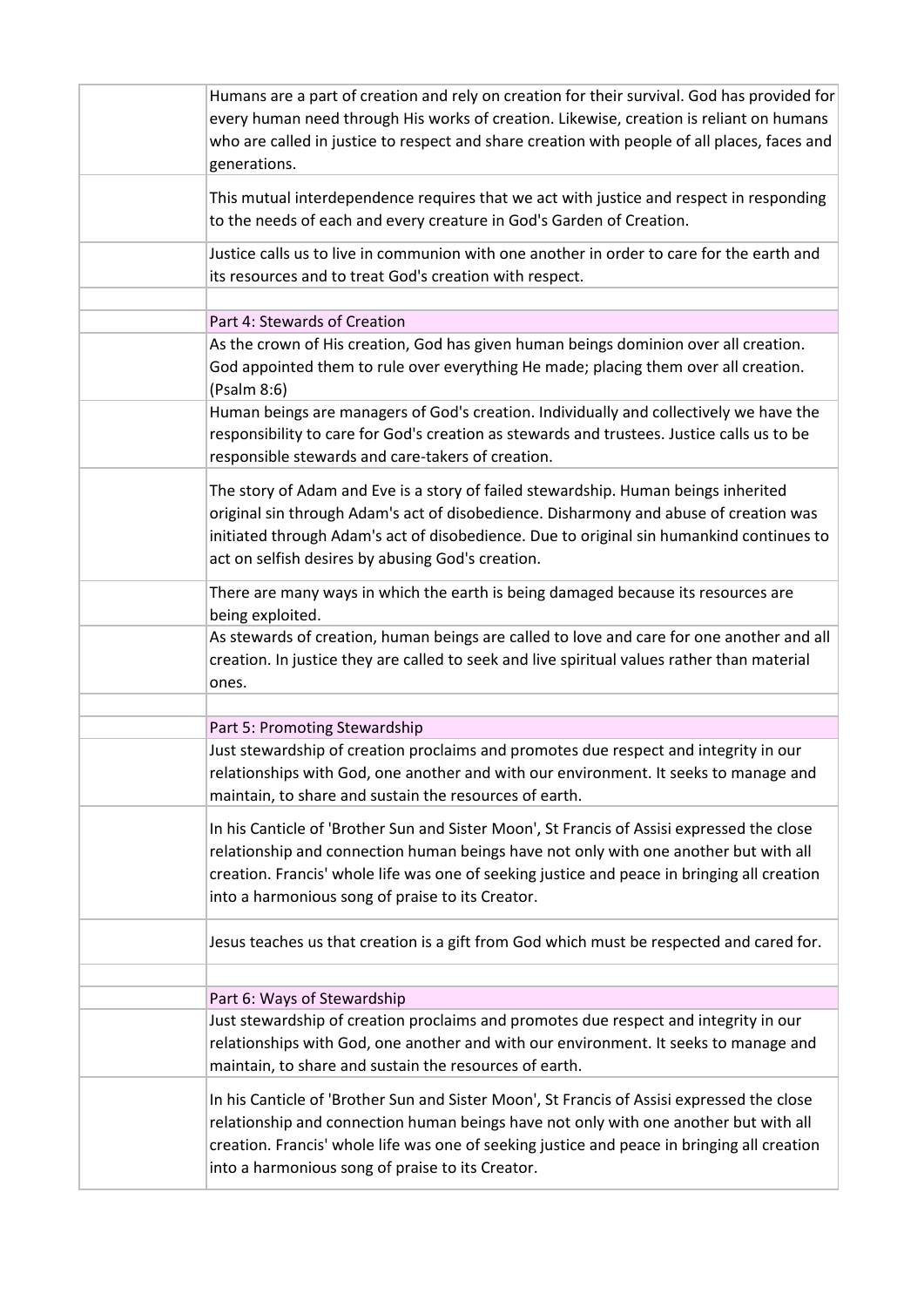| | |
|---|---|
| | Humans are a part of creation and rely on creation for their survival. God has provided for every human need through His works of creation. Likewise, creation is reliant on humans who are called in justice to respect and share creation with people of all places, faces and generations. |
| | This mutual interdependence requires that we act with justice and respect in responding to the needs of each and every creature in God's Garden of Creation. |
| | Justice calls us to live in communion with one another in order to care for the earth and its resources and to treat God's creation with respect. |
| | |
| | Part 4: Stewards of Creation |
| | As the crown of His creation, God has given human beings dominion over all creation. God appointed them to rule over everything He made; placing them over all creation. (Psalm 8:6) |
| | Human beings are managers of God's creation. Individually and collectively we have the responsibility to care for God's creation as stewards and trustees. Justice calls us to be responsible stewards and care-takers of creation. |
| | The story of Adam and Eve is a story of failed stewardship. Human beings inherited original sin through Adam's act of disobedience. Disharmony and abuse of creation was initiated through Adam's act of disobedience. Due to original sin humankind continues to act on selfish desires by abusing God's creation. |
| | There are many ways in which the earth is being damaged because its resources are being exploited. |
| | As stewards of creation, human beings are called to love and care for one another and all creation. In justice they are called to seek and live spiritual values rather than material ones. |
| | |
| | Part 5: Promoting Stewardship |
| | Just stewardship of creation proclaims and promotes due respect and integrity in our relationships with God, one another and with our environment. It seeks to manage and maintain, to share and sustain the resources of earth. |
| | In his Canticle of 'Brother Sun and Sister Moon', St Francis of Assisi expressed the close relationship and connection human beings have not only with one another but with all creation. Francis' whole life was one of seeking justice and peace in bringing all creation into a harmonious song of praise to its Creator. |
| | Jesus teaches us that creation is a gift from God which must be respected and cared for. |
| | |
| | Part 6: Ways of Stewardship |
| | Just stewardship of creation proclaims and promotes due respect and integrity in our relationships with God, one another and with our environment. It seeks to manage and maintain, to share and sustain the resources of earth. |
| | In his Canticle of 'Brother Sun and Sister Moon', St Francis of Assisi expressed the close relationship and connection human beings have not only with one another but with all creation. Francis' whole life was one of seeking justice and peace in bringing all creation into a harmonious song of praise to its Creator. |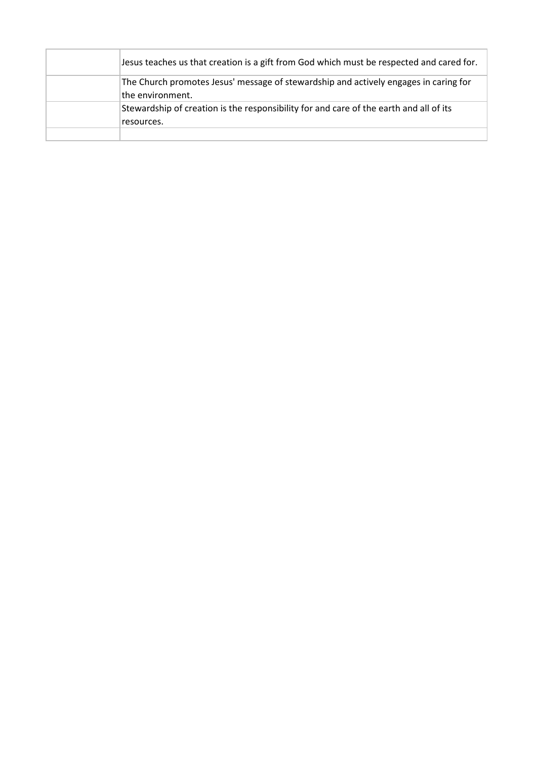| | |
|---|---|
| | Jesus teaches us that creation is a gift from God which must be respected and cared for. |
| | The Church promotes Jesus' message of stewardship and actively engages in caring for the environment. |
| | Stewardship of creation is the responsibility for and care of the earth and all of its resources. |
| | |